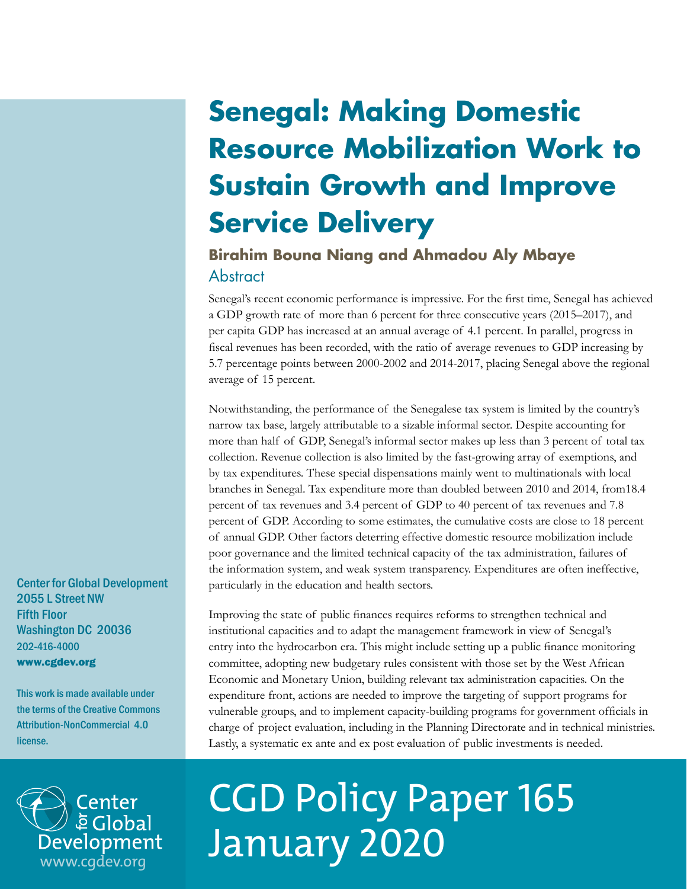# Senegal: Making Domestic Resource Mobilization Work to Sustain Growth and Improve Service Delivery

**Birahim Bouna Niang and Ahmadou Aly Mbaye**

## Abstract

Senegal's recent economic performance is impressive. For the first time, Senegal has achieved a GDP growth rate of more than 6 percent for three consecutive years (2015–2017), and per capita GDP has increased at an annual average of 4.1 percent. In parallel, progress in fiscal revenues has been recorded, with the ratio of average revenues to GDP increasing by 5.7 percentage points between 2000-2002 and 2014-2017, placing Senegal above the regional average of 15 percent.

Notwithstanding, the performance of the Senegalese tax system is limited by the country's narrow tax base, largely attributable to a sizable informal sector. Despite accounting for more than half of GDP, Senegal's informal sector makes up less than 3 percent of total tax collection. Revenue collection is also limited by the fast-growing array of exemptions, and by tax expenditures. These special dispensations mainly went to multinationals with local branches in Senegal. Tax expenditure more than doubled between 2010 and 2014, from18.4 percent of tax revenues and 3.4 percent of GDP to 40 percent of tax revenues and 7.8 percent of GDP. According to some estimates, the cumulative costs are close to 18 percent of annual GDP. Other factors deterring effective domestic resource mobilization include poor governance and the limited technical capacity of the tax administration, failures of the information system, and weak system transparency. Expenditures are often ineffective, particularly in the education and health sectors.

Improving the state of public finances requires reforms to strengthen technical and institutional capacities and to adapt the management framework in view of Senegal's entry into the hydrocarbon era. This might include setting up a public finance monitoring committee, adopting new budgetary rules consistent with those set by the West African Economic and Monetary Union, building relevant tax administration capacities. On the expenditure front, actions are needed to improve the targeting of support programs for vulnerable groups, and to implement capacity-building programs for government officials in charge of project evaluation, including in the Planning Directorate and in technical ministries. Lastly, a systematic ex ante and ex post evaluation of public investments is needed.

Center for Global Development
2055 L Street NW
Fifth Floor
Washington DC 20036
202-416-4000
**www.cgdev.org**

This work is made available under the terms of the Creative Commons Attribution-NonCommercial 4.0 license.

Center for Global Development
www.cgdev.org

CGD Policy Paper 165
January 2020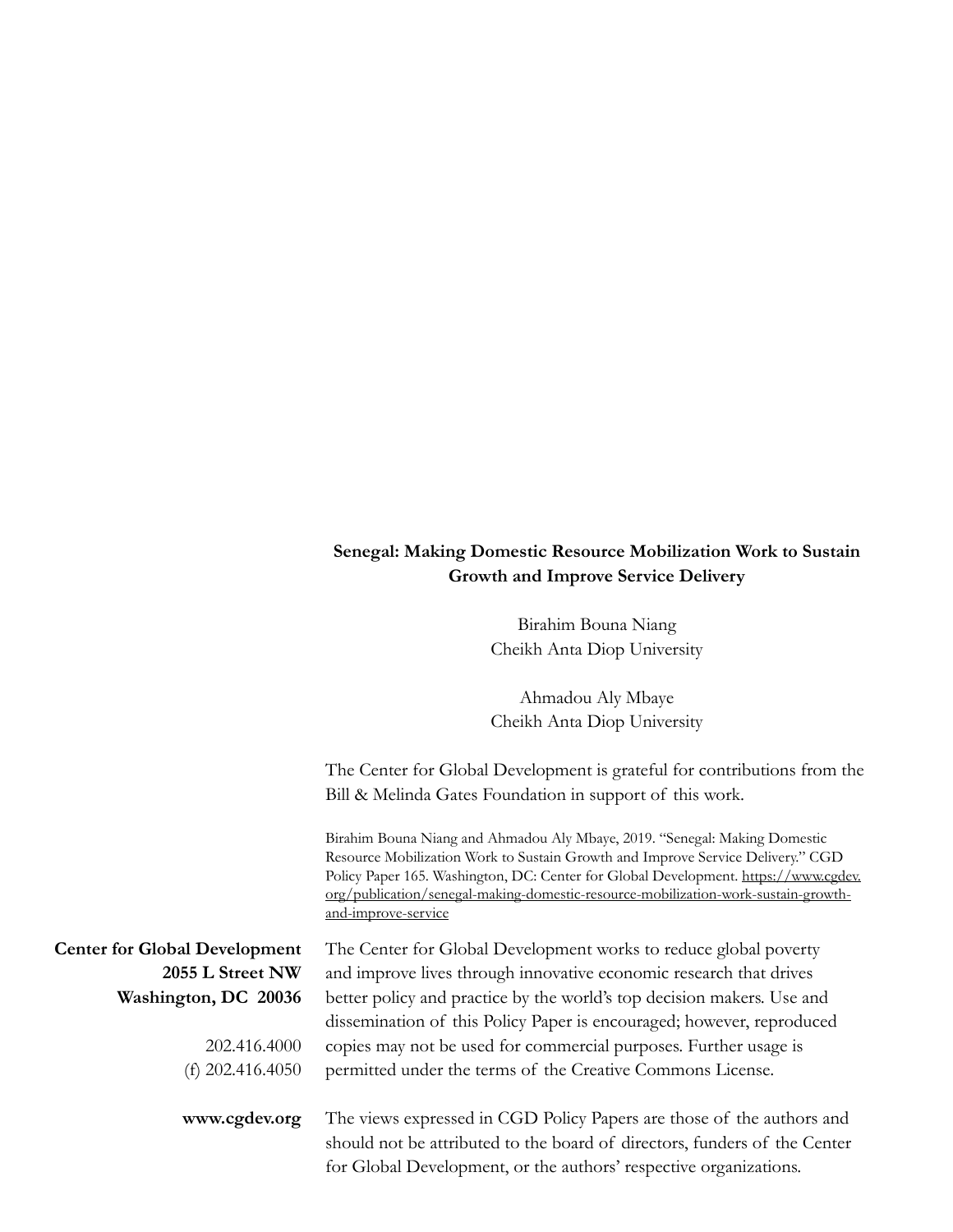**Senegal: Making Domestic Resource Mobilization Work to Sustain Growth and Improve Service Delivery**

Birahim Bouna Niang
Cheikh Anta Diop University

Ahmadou Aly Mbaye
Cheikh Anta Diop University

The Center for Global Development is grateful for contributions from the Bill & Melinda Gates Foundation in support of this work.

Birahim Bouna Niang and Ahmadou Aly Mbaye, 2019. "Senegal: Making Domestic Resource Mobilization Work to Sustain Growth and Improve Service Delivery." CGD Policy Paper 165. Washington, DC: Center for Global Development. https://www.cgdev.org/publication/senegal-making-domestic-resource-mobilization-work-sustain-growth-and-improve-service

**Center for Global Development**
**2055 L Street NW**
**Washington, DC 20036**

202.416.4000
(f) 202.416.4050

**www.cgdev.org**

The Center for Global Development works to reduce global poverty and improve lives through innovative economic research that drives better policy and practice by the world's top decision makers. Use and dissemination of this Policy Paper is encouraged; however, reproduced copies may not be used for commercial purposes. Further usage is permitted under the terms of the Creative Commons License.

The views expressed in CGD Policy Papers are those of the authors and should not be attributed to the board of directors, funders of the Center for Global Development, or the authors' respective organizations.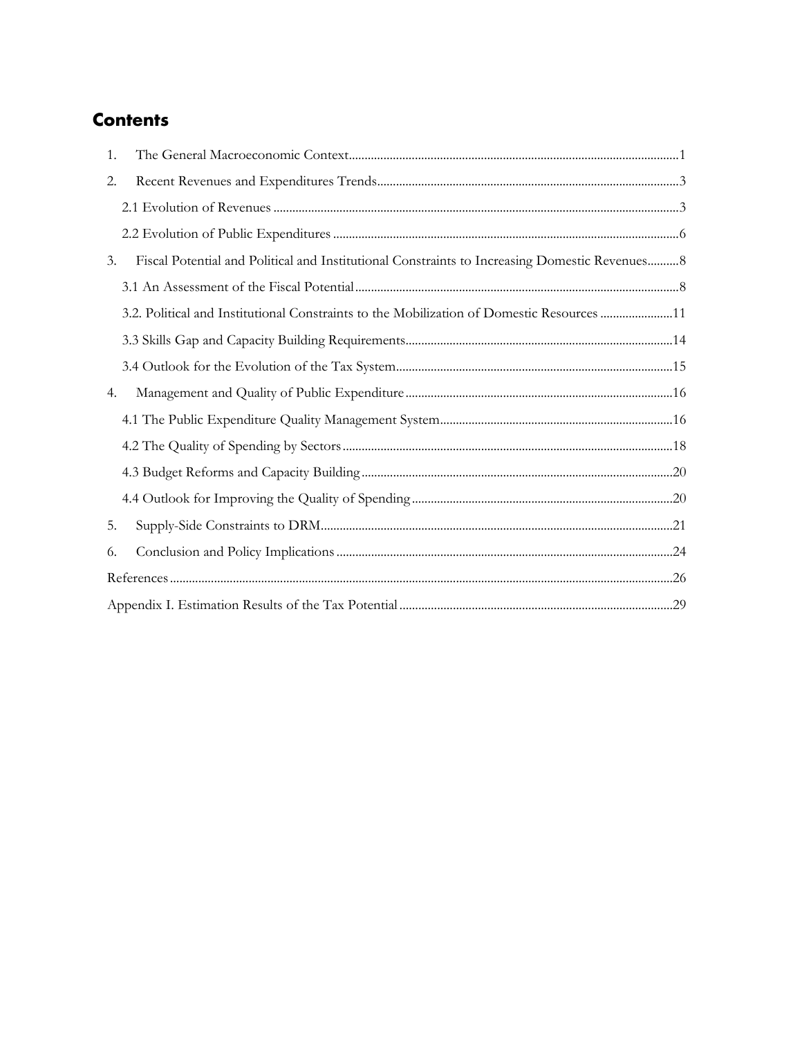## Contents

1. The General Macroeconomic Context ... 1
2. Recent Revenues and Expenditures Trends ... 3
   - 2.1 Evolution of Revenues ... 3
   - 2.2 Evolution of Public Expenditures ... 6
3. Fiscal Potential and Political and Institutional Constraints to Increasing Domestic Revenues ... 8
   - 3.1 An Assessment of the Fiscal Potential ... 8
   - 3.2. Political and Institutional Constraints to the Mobilization of Domestic Resources ... 11
   - 3.3 Skills Gap and Capacity Building Requirements ... 14
   - 3.4 Outlook for the Evolution of the Tax System ... 15
4. Management and Quality of Public Expenditure ... 16
   - 4.1 The Public Expenditure Quality Management System ... 16
   - 4.2 The Quality of Spending by Sectors ... 18
   - 4.3 Budget Reforms and Capacity Building ... 20
   - 4.4 Outlook for Improving the Quality of Spending ... 20
5. Supply-Side Constraints to DRM ... 21
6. Conclusion and Policy Implications ... 24

References ... 26

Appendix I. Estimation Results of the Tax Potential ... 29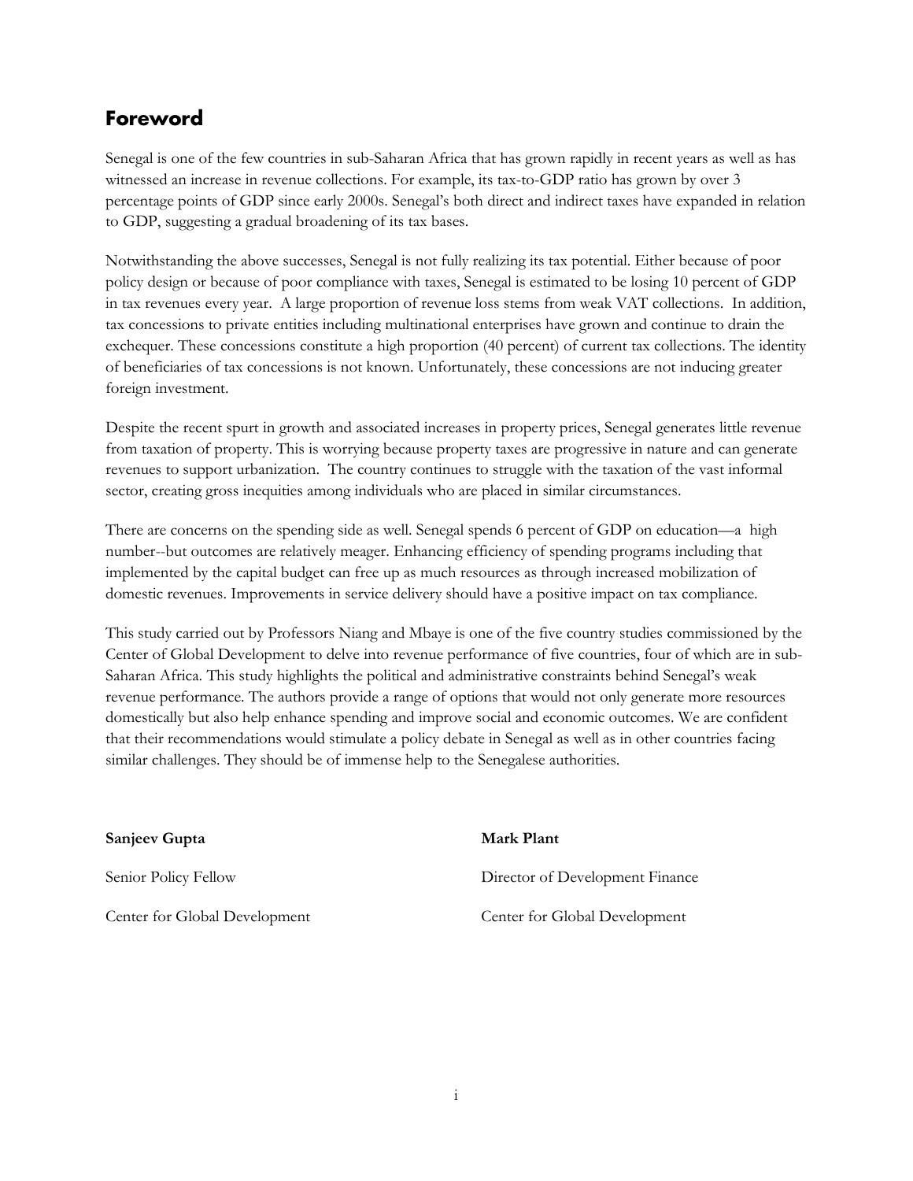## Foreword

Senegal is one of the few countries in sub-Saharan Africa that has grown rapidly in recent years as well as has witnessed an increase in revenue collections. For example, its tax-to-GDP ratio has grown by over 3 percentage points of GDP since early 2000s. Senegal's both direct and indirect taxes have expanded in relation to GDP, suggesting a gradual broadening of its tax bases.

Notwithstanding the above successes, Senegal is not fully realizing its tax potential. Either because of poor policy design or because of poor compliance with taxes, Senegal is estimated to be losing 10 percent of GDP in tax revenues every year. A large proportion of revenue loss stems from weak VAT collections. In addition, tax concessions to private entities including multinational enterprises have grown and continue to drain the exchequer. These concessions constitute a high proportion (40 percent) of current tax collections. The identity of beneficiaries of tax concessions is not known. Unfortunately, these concessions are not inducing greater foreign investment.

Despite the recent spurt in growth and associated increases in property prices, Senegal generates little revenue from taxation of property. This is worrying because property taxes are progressive in nature and can generate revenues to support urbanization. The country continues to struggle with the taxation of the vast informal sector, creating gross inequities among individuals who are placed in similar circumstances.

There are concerns on the spending side as well. Senegal spends 6 percent of GDP on education—a high number--but outcomes are relatively meager. Enhancing efficiency of spending programs including that implemented by the capital budget can free up as much resources as through increased mobilization of domestic revenues. Improvements in service delivery should have a positive impact on tax compliance.

This study carried out by Professors Niang and Mbaye is one of the five country studies commissioned by the Center of Global Development to delve into revenue performance of five countries, four of which are in sub-Saharan Africa. This study highlights the political and administrative constraints behind Senegal's weak revenue performance. The authors provide a range of options that would not only generate more resources domestically but also help enhance spending and improve social and economic outcomes. We are confident that their recommendations would stimulate a policy debate in Senegal as well as in other countries facing similar challenges. They should be of immense help to the Senegalese authorities.

**Sanjeev Gupta**

Senior Policy Fellow

Center for Global Development

**Mark Plant**

Director of Development Finance

Center for Global Development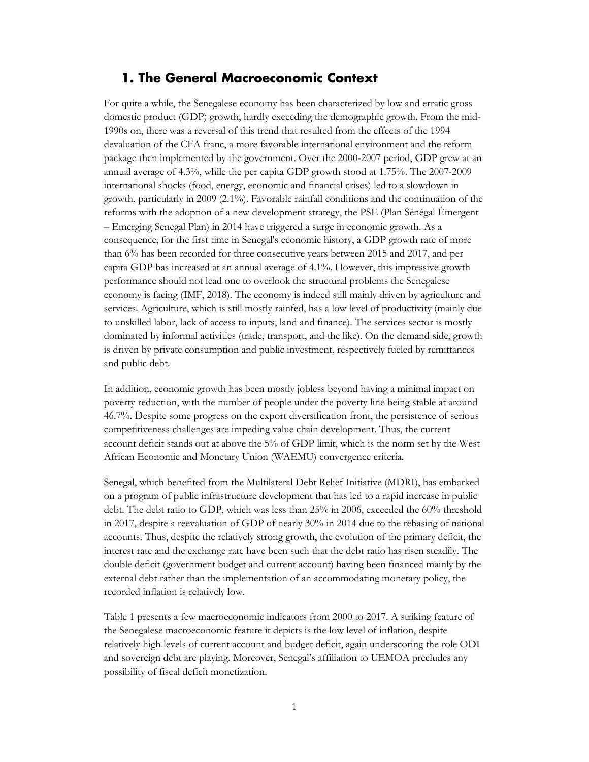## 1. The General Macroeconomic Context

For quite a while, the Senegalese economy has been characterized by low and erratic gross domestic product (GDP) growth, hardly exceeding the demographic growth. From the mid-1990s on, there was a reversal of this trend that resulted from the effects of the 1994 devaluation of the CFA franc, a more favorable international environment and the reform package then implemented by the government. Over the 2000-2007 period, GDP grew at an annual average of 4.3%, while the per capita GDP growth stood at 1.75%. The 2007-2009 international shocks (food, energy, economic and financial crises) led to a slowdown in growth, particularly in 2009 (2.1%). Favorable rainfall conditions and the continuation of the reforms with the adoption of a new development strategy, the PSE (Plan Sénégal Émergent – Emerging Senegal Plan) in 2014 have triggered a surge in economic growth. As a consequence, for the first time in Senegal's economic history, a GDP growth rate of more than 6% has been recorded for three consecutive years between 2015 and 2017, and per capita GDP has increased at an annual average of 4.1%. However, this impressive growth performance should not lead one to overlook the structural problems the Senegalese economy is facing (IMF, 2018). The economy is indeed still mainly driven by agriculture and services. Agriculture, which is still mostly rainfed, has a low level of productivity (mainly due to unskilled labor, lack of access to inputs, land and finance). The services sector is mostly dominated by informal activities (trade, transport, and the like). On the demand side, growth is driven by private consumption and public investment, respectively fueled by remittances and public debt.

In addition, economic growth has been mostly jobless beyond having a minimal impact on poverty reduction, with the number of people under the poverty line being stable at around 46.7%. Despite some progress on the export diversification front, the persistence of serious competitiveness challenges are impeding value chain development. Thus, the current account deficit stands out at above the 5% of GDP limit, which is the norm set by the West African Economic and Monetary Union (WAEMU) convergence criteria.

Senegal, which benefited from the Multilateral Debt Relief Initiative (MDRI), has embarked on a program of public infrastructure development that has led to a rapid increase in public debt. The debt ratio to GDP, which was less than 25% in 2006, exceeded the 60% threshold in 2017, despite a reevaluation of GDP of nearly 30% in 2014 due to the rebasing of national accounts. Thus, despite the relatively strong growth, the evolution of the primary deficit, the interest rate and the exchange rate have been such that the debt ratio has risen steadily. The double deficit (government budget and current account) having been financed mainly by the external debt rather than the implementation of an accommodating monetary policy, the recorded inflation is relatively low.

Table 1 presents a few macroeconomic indicators from 2000 to 2017. A striking feature of the Senegalese macroeconomic feature it depicts is the low level of inflation, despite relatively high levels of current account and budget deficit, again underscoring the role ODI and sovereign debt are playing. Moreover, Senegal's affiliation to UEMOA precludes any possibility of fiscal deficit monetization.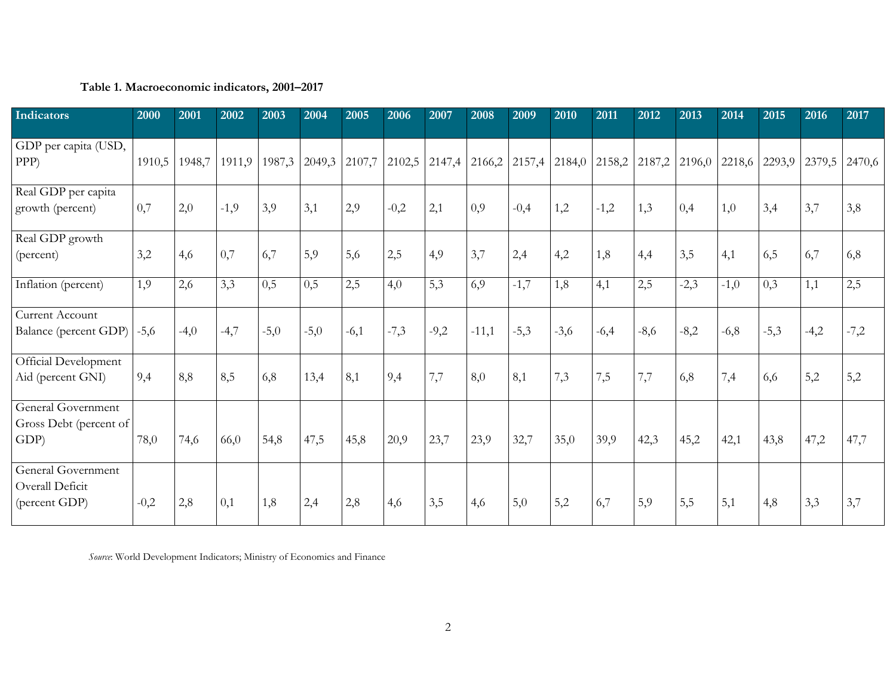**Table 1. Macroeconomic indicators, 2001–2017**

| Indicators | 2000 | 2001 | 2002 | 2003 | 2004 | 2005 | 2006 | 2007 | 2008 | 2009 | 2010 | 2011 | 2012 | 2013 | 2014 | 2015 | 2016 | 2017 |
|---|---|---|---|---|---|---|---|---|---|---|---|---|---|---|---|---|---|---|
| GDP per capita (USD, PPP) | 1910,5 | 1948,7 | 1911,9 | 1987,3 | 2049,3 | 2107,7 | 2102,5 | 2147,4 | 2166,2 | 2157,4 | 2184,0 | 2158,2 | 2187,2 | 2196,0 | 2218,6 | 2293,9 | 2379,5 | 2470,6 |
| Real GDP per capita growth (percent) | 0,7 | 2,0 | -1,9 | 3,9 | 3,1 | 2,9 | -0,2 | 2,1 | 0,9 | -0,4 | 1,2 | -1,2 | 1,3 | 0,4 | 1,0 | 3,4 | 3,7 | 3,8 |
| Real GDP growth (percent) | 3,2 | 4,6 | 0,7 | 6,7 | 5,9 | 5,6 | 2,5 | 4,9 | 3,7 | 2,4 | 4,2 | 1,8 | 4,4 | 3,5 | 4,1 | 6,5 | 6,7 | 6,8 |
| Inflation (percent) | 1,9 | 2,6 | 3,3 | 0,5 | 0,5 | 2,5 | 4,0 | 5,3 | 6,9 | -1,7 | 1,8 | 4,1 | 2,5 | -2,3 | -1,0 | 0,3 | 1,1 | 2,5 |
| Current Account Balance (percent GDP) | -5,6 | -4,0 | -4,7 | -5,0 | -5,0 | -6,1 | -7,3 | -9,2 | -11,1 | -5,3 | -3,6 | -6,4 | -8,6 | -8,2 | -6,8 | -5,3 | -4,2 | -7,2 |
| Official Development Aid (percent GNI) | 9,4 | 8,8 | 8,5 | 6,8 | 13,4 | 8,1 | 9,4 | 7,7 | 8,0 | 8,1 | 7,3 | 7,5 | 7,7 | 6,8 | 7,4 | 6,6 | 5,2 | 5,2 |
| General Government Gross Debt (percent of GDP) | 78,0 | 74,6 | 66,0 | 54,8 | 47,5 | 45,8 | 20,9 | 23,7 | 23,9 | 32,7 | 35,0 | 39,9 | 42,3 | 45,2 | 42,1 | 43,8 | 47,2 | 47,7 |
| General Government Overall Deficit (percent GDP) | -0,2 | 2,8 | 0,1 | 1,8 | 2,4 | 2,8 | 4,6 | 3,5 | 4,6 | 5,0 | 5,2 | 6,7 | 5,9 | 5,5 | 5,1 | 4,8 | 3,3 | 3,7 |

*Source*: World Development Indicators; Ministry of Economics and Finance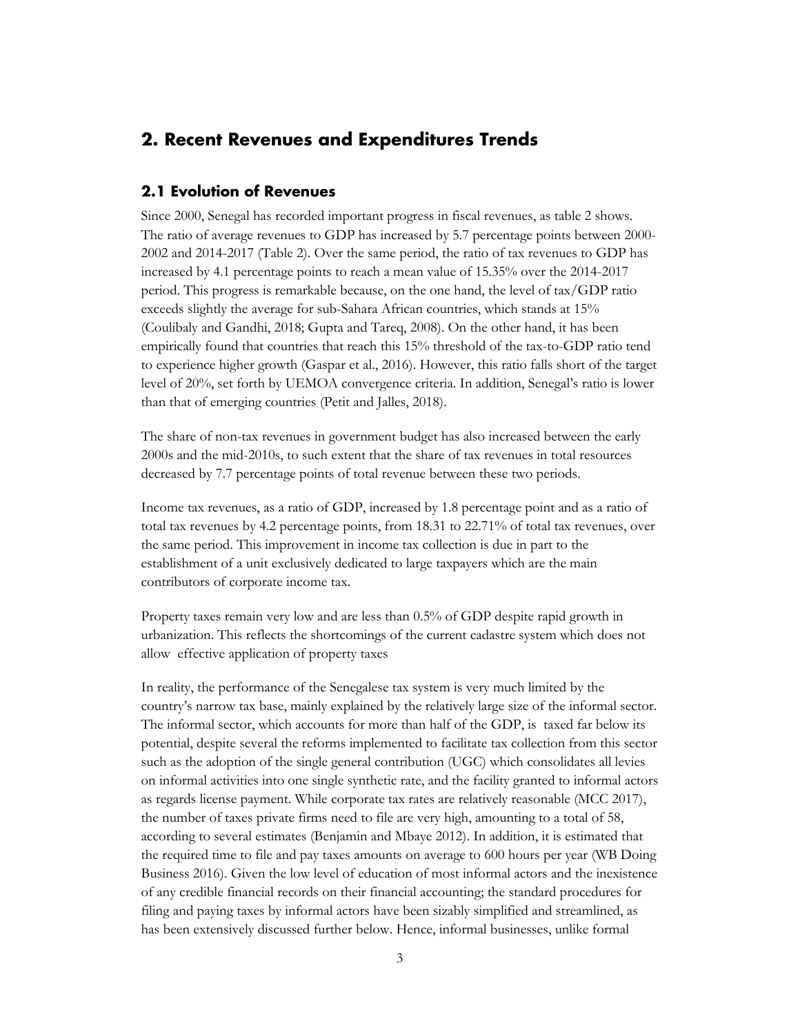## 2. Recent Revenues and Expenditures Trends

### 2.1 Evolution of Revenues

Since 2000, Senegal has recorded important progress in fiscal revenues, as table 2 shows. The ratio of average revenues to GDP has increased by 5.7 percentage points between 2000-2002 and 2014-2017 (Table 2). Over the same period, the ratio of tax revenues to GDP has increased by 4.1 percentage points to reach a mean value of 15.35% over the 2014-2017 period. This progress is remarkable because, on the one hand, the level of tax/GDP ratio exceeds slightly the average for sub-Sahara African countries, which stands at 15% (Coulibaly and Gandhi, 2018; Gupta and Tareq, 2008). On the other hand, it has been empirically found that countries that reach this 15% threshold of the tax-to-GDP ratio tend to experience higher growth (Gaspar et al., 2016). However, this ratio falls short of the target level of 20%, set forth by UEMOA convergence criteria. In addition, Senegal's ratio is lower than that of emerging countries (Petit and Jalles, 2018).

The share of non-tax revenues in government budget has also increased between the early 2000s and the mid-2010s, to such extent that the share of tax revenues in total resources decreased by 7.7 percentage points of total revenue between these two periods.

Income tax revenues, as a ratio of GDP, increased by 1.8 percentage point and as a ratio of total tax revenues by 4.2 percentage points, from 18.31 to 22.71% of total tax revenues, over the same period. This improvement in income tax collection is due in part to the establishment of a unit exclusively dedicated to large taxpayers which are the main contributors of corporate income tax.

Property taxes remain very low and are less than 0.5% of GDP despite rapid growth in urbanization. This reflects the shortcomings of the current cadastre system which does not allow effective application of property taxes

In reality, the performance of the Senegalese tax system is very much limited by the country's narrow tax base, mainly explained by the relatively large size of the informal sector. The informal sector, which accounts for more than half of the GDP, is taxed far below its potential, despite several the reforms implemented to facilitate tax collection from this sector such as the adoption of the single general contribution (UGC) which consolidates all levies on informal activities into one single synthetic rate, and the facility granted to informal actors as regards license payment. While corporate tax rates are relatively reasonable (MCC 2017), the number of taxes private firms need to file are very high, amounting to a total of 58, according to several estimates (Benjamin and Mbaye 2012). In addition, it is estimated that the required time to file and pay taxes amounts on average to 600 hours per year (WB Doing Business 2016). Given the low level of education of most informal actors and the inexistence of any credible financial records on their financial accounting; the standard procedures for filing and paying taxes by informal actors have been sizably simplified and streamlined, as has been extensively discussed further below. Hence, informal businesses, unlike formal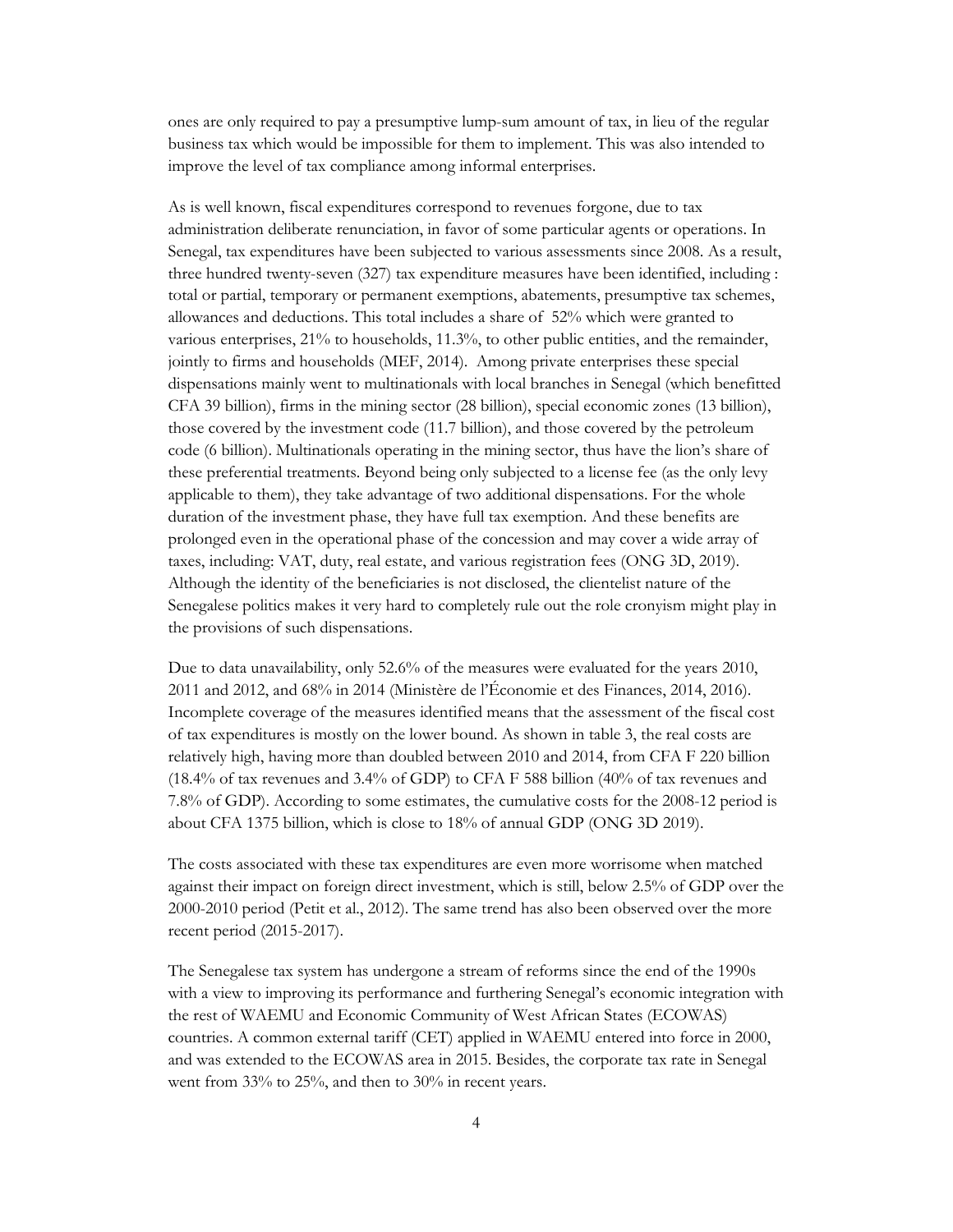ones are only required to pay a presumptive lump-sum amount of tax, in lieu of the regular business tax which would be impossible for them to implement. This was also intended to improve the level of tax compliance among informal enterprises.

As is well known, fiscal expenditures correspond to revenues forgone, due to tax administration deliberate renunciation, in favor of some particular agents or operations. In Senegal, tax expenditures have been subjected to various assessments since 2008. As a result, three hundred twenty-seven (327) tax expenditure measures have been identified, including : total or partial, temporary or permanent exemptions, abatements, presumptive tax schemes, allowances and deductions. This total includes a share of 52% which were granted to various enterprises, 21% to households, 11.3%, to other public entities, and the remainder, jointly to firms and households (MEF, 2014). Among private enterprises these special dispensations mainly went to multinationals with local branches in Senegal (which benefitted CFA 39 billion), firms in the mining sector (28 billion), special economic zones (13 billion), those covered by the investment code (11.7 billion), and those covered by the petroleum code (6 billion). Multinationals operating in the mining sector, thus have the lion's share of these preferential treatments. Beyond being only subjected to a license fee (as the only levy applicable to them), they take advantage of two additional dispensations. For the whole duration of the investment phase, they have full tax exemption. And these benefits are prolonged even in the operational phase of the concession and may cover a wide array of taxes, including: VAT, duty, real estate, and various registration fees (ONG 3D, 2019). Although the identity of the beneficiaries is not disclosed, the clientelist nature of the Senegalese politics makes it very hard to completely rule out the role cronyism might play in the provisions of such dispensations.

Due to data unavailability, only 52.6% of the measures were evaluated for the years 2010, 2011 and 2012, and 68% in 2014 (Ministère de l'Économie et des Finances, 2014, 2016). Incomplete coverage of the measures identified means that the assessment of the fiscal cost of tax expenditures is mostly on the lower bound. As shown in table 3, the real costs are relatively high, having more than doubled between 2010 and 2014, from CFA F 220 billion (18.4% of tax revenues and 3.4% of GDP) to CFA F 588 billion (40% of tax revenues and 7.8% of GDP). According to some estimates, the cumulative costs for the 2008-12 period is about CFA 1375 billion, which is close to 18% of annual GDP (ONG 3D 2019).

The costs associated with these tax expenditures are even more worrisome when matched against their impact on foreign direct investment, which is still, below 2.5% of GDP over the 2000-2010 period (Petit et al., 2012). The same trend has also been observed over the more recent period (2015-2017).

The Senegalese tax system has undergone a stream of reforms since the end of the 1990s with a view to improving its performance and furthering Senegal's economic integration with the rest of WAEMU and Economic Community of West African States (ECOWAS) countries. A common external tariff (CET) applied in WAEMU entered into force in 2000, and was extended to the ECOWAS area in 2015. Besides, the corporate tax rate in Senegal went from 33% to 25%, and then to 30% in recent years.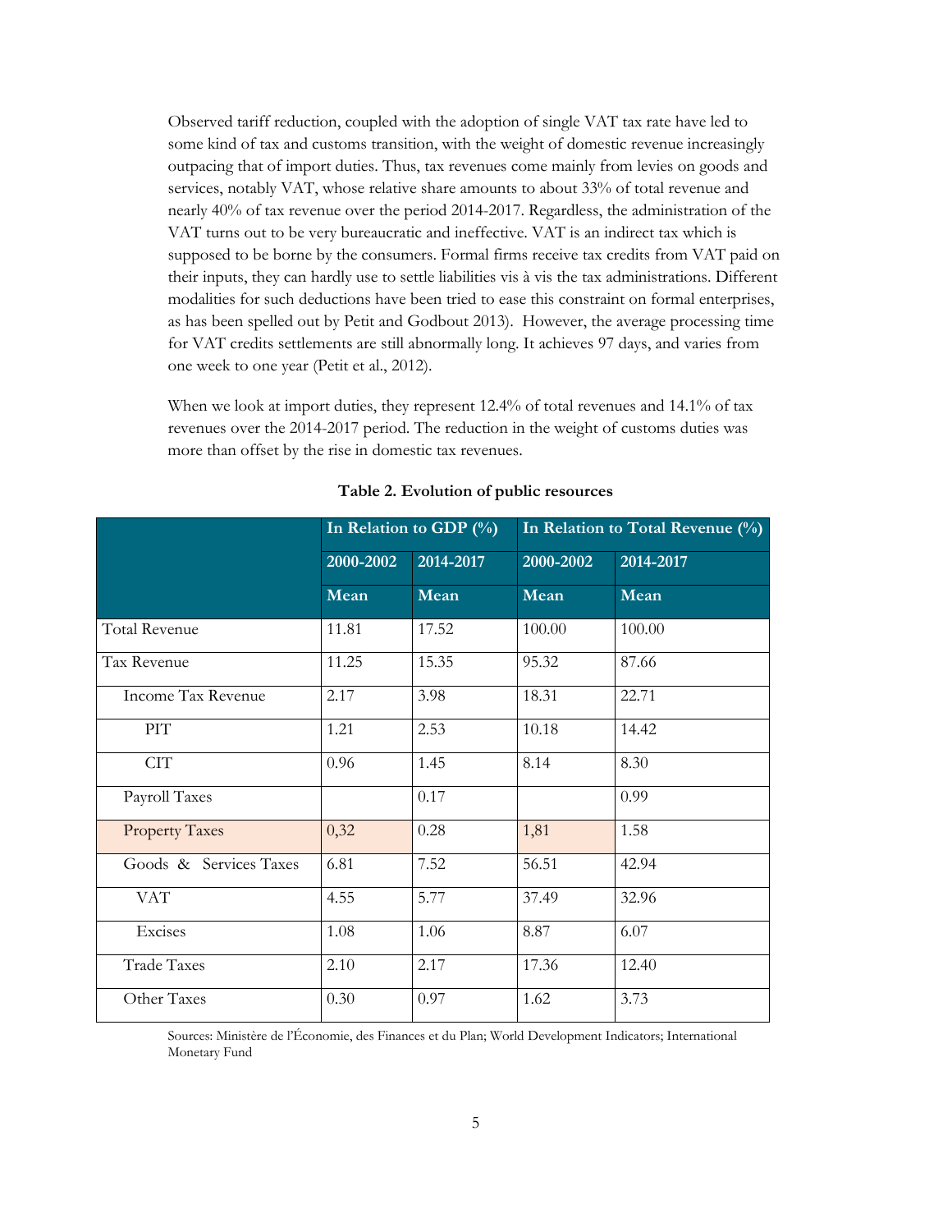Observed tariff reduction, coupled with the adoption of single VAT tax rate have led to some kind of tax and customs transition, with the weight of domestic revenue increasingly outpacing that of import duties. Thus, tax revenues come mainly from levies on goods and services, notably VAT, whose relative share amounts to about 33% of total revenue and nearly 40% of tax revenue over the period 2014-2017. Regardless, the administration of the VAT turns out to be very bureaucratic and ineffective. VAT is an indirect tax which is supposed to be borne by the consumers. Formal firms receive tax credits from VAT paid on their inputs, they can hardly use to settle liabilities vis à vis the tax administrations. Different modalities for such deductions have been tried to ease this constraint on formal enterprises, as has been spelled out by Petit and Godbout 2013). However, the average processing time for VAT credits settlements are still abnormally long. It achieves 97 days, and varies from one week to one year (Petit et al., 2012).

When we look at import duties, they represent 12.4% of total revenues and 14.1% of tax revenues over the 2014-2017 period. The reduction in the weight of customs duties was more than offset by the rise in domestic tax revenues.

**Table 2. Evolution of public resources**

| | In Relation to GDP (%) | | In Relation to Total Revenue (%) | |
|---|---|---|---|---|
| | 2000-2002 | 2014-2017 | 2000-2002 | 2014-2017 |
| | Mean | Mean | Mean | Mean |
| Total Revenue | 11.81 | 17.52 | 100.00 | 100.00 |
| Tax Revenue | 11.25 | 15.35 | 95.32 | 87.66 |
| Income Tax Revenue | 2.17 | 3.98 | 18.31 | 22.71 |
| PIT | 1.21 | 2.53 | 10.18 | 14.42 |
| CIT | 0.96 | 1.45 | 8.14 | 8.30 |
| Payroll Taxes | | 0.17 | | 0.99 |
| Property Taxes | 0,32 | 0.28 | 1,81 | 1.58 |
| Goods & Services Taxes | 6.81 | 7.52 | 56.51 | 42.94 |
| VAT | 4.55 | 5.77 | 37.49 | 32.96 |
| Excises | 1.08 | 1.06 | 8.87 | 6.07 |
| Trade Taxes | 2.10 | 2.17 | 17.36 | 12.40 |
| Other Taxes | 0.30 | 0.97 | 1.62 | 3.73 |

Sources: Ministère de l'Économie, des Finances et du Plan; World Development Indicators; International Monetary Fund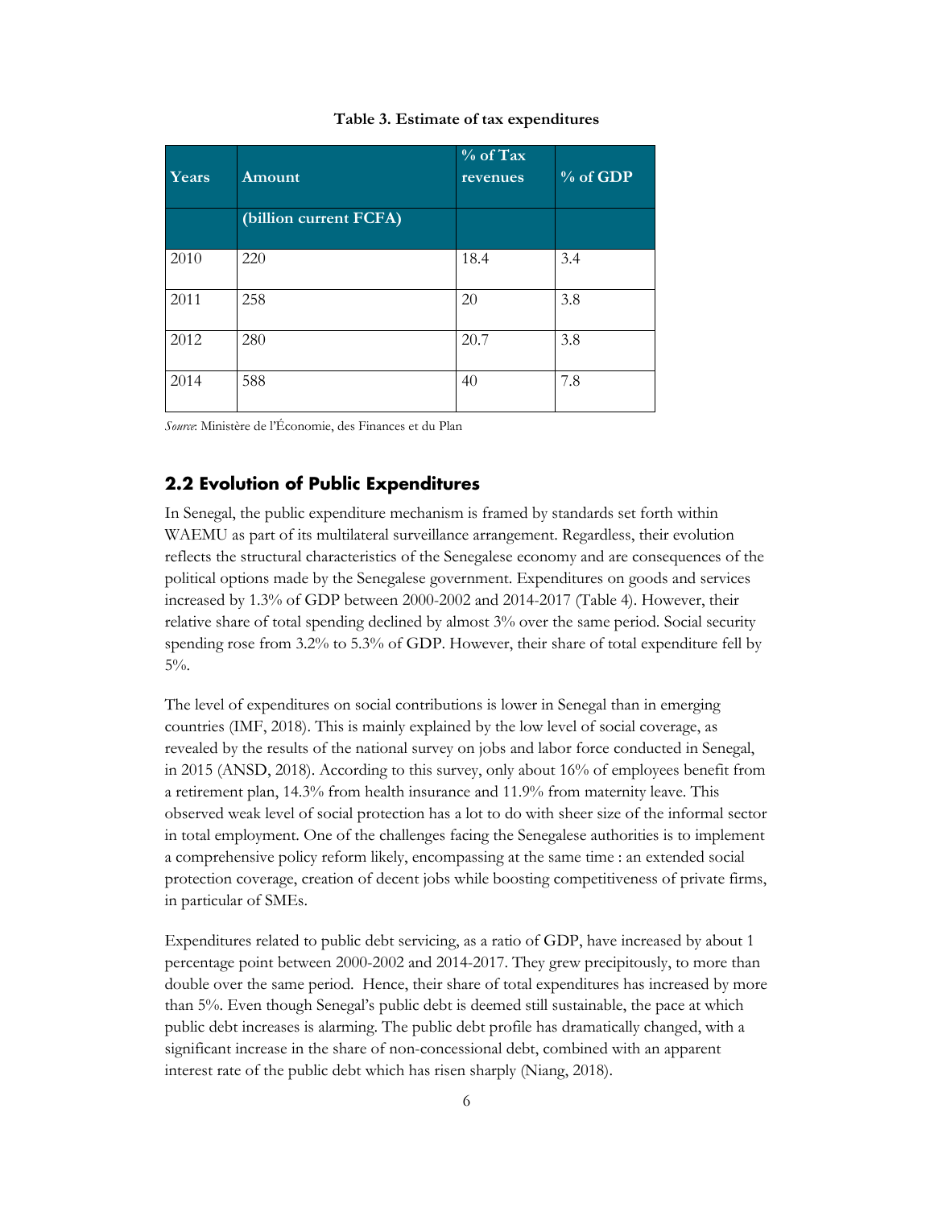**Table 3. Estimate of tax expenditures**

| Years | Amount | % of Tax revenues | % of GDP |
|---|---|---|---|
| | (billion current FCFA) | | |
| 2010 | 220 | 18.4 | 3.4 |
| 2011 | 258 | 20 | 3.8 |
| 2012 | 280 | 20.7 | 3.8 |
| 2014 | 588 | 40 | 7.8 |

*Source*: Ministère de l'Économie, des Finances et du Plan

## 2.2 Evolution of Public Expenditures

In Senegal, the public expenditure mechanism is framed by standards set forth within WAEMU as part of its multilateral surveillance arrangement. Regardless, their evolution reflects the structural characteristics of the Senegalese economy and are consequences of the political options made by the Senegalese government. Expenditures on goods and services increased by 1.3% of GDP between 2000-2002 and 2014-2017 (Table 4). However, their relative share of total spending declined by almost 3% over the same period. Social security spending rose from 3.2% to 5.3% of GDP. However, their share of total expenditure fell by 5%.

The level of expenditures on social contributions is lower in Senegal than in emerging countries (IMF, 2018). This is mainly explained by the low level of social coverage, as revealed by the results of the national survey on jobs and labor force conducted in Senegal, in 2015 (ANSD, 2018). According to this survey, only about 16% of employees benefit from a retirement plan, 14.3% from health insurance and 11.9% from maternity leave. This observed weak level of social protection has a lot to do with sheer size of the informal sector in total employment. One of the challenges facing the Senegalese authorities is to implement a comprehensive policy reform likely, encompassing at the same time : an extended social protection coverage, creation of decent jobs while boosting competitiveness of private firms, in particular of SMEs.

Expenditures related to public debt servicing, as a ratio of GDP, have increased by about 1 percentage point between 2000-2002 and 2014-2017. They grew precipitously, to more than double over the same period. Hence, their share of total expenditures has increased by more than 5%. Even though Senegal's public debt is deemed still sustainable, the pace at which public debt increases is alarming. The public debt profile has dramatically changed, with a significant increase in the share of non-concessional debt, combined with an apparent interest rate of the public debt which has risen sharply (Niang, 2018).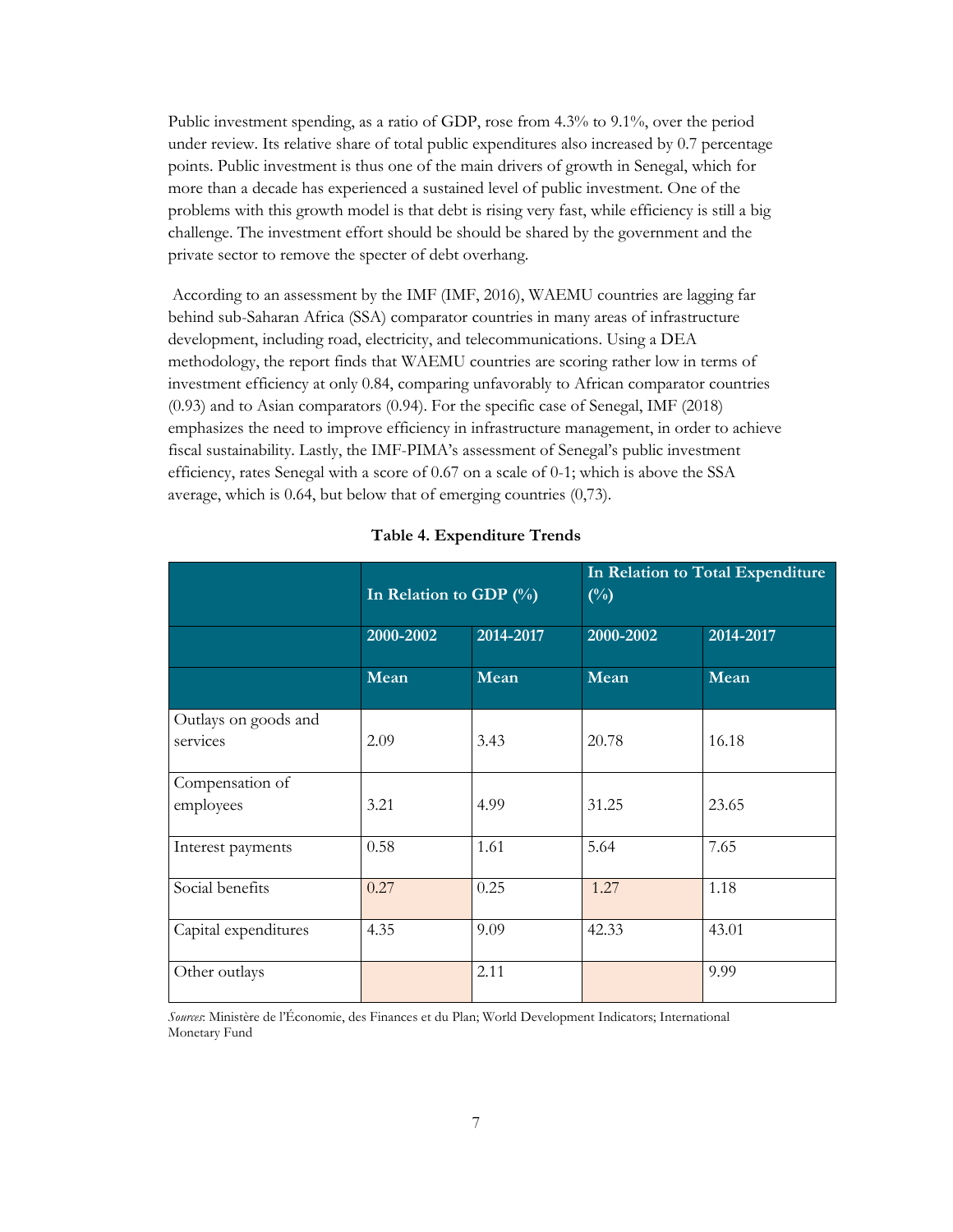Public investment spending, as a ratio of GDP, rose from 4.3% to 9.1%, over the period under review. Its relative share of total public expenditures also increased by 0.7 percentage points. Public investment is thus one of the main drivers of growth in Senegal, which for more than a decade has experienced a sustained level of public investment. One of the problems with this growth model is that debt is rising very fast, while efficiency is still a big challenge. The investment effort should be should be shared by the government and the private sector to remove the specter of debt overhang.

According to an assessment by the IMF (IMF, 2016), WAEMU countries are lagging far behind sub-Saharan Africa (SSA) comparator countries in many areas of infrastructure development, including road, electricity, and telecommunications. Using a DEA methodology, the report finds that WAEMU countries are scoring rather low in terms of investment efficiency at only 0.84, comparing unfavorably to African comparator countries (0.93) and to Asian comparators (0.94). For the specific case of Senegal, IMF (2018) emphasizes the need to improve efficiency in infrastructure management, in order to achieve fiscal sustainability. Lastly, the IMF-PIMA's assessment of Senegal's public investment efficiency, rates Senegal with a score of 0.67 on a scale of 0-1; which is above the SSA average, which is 0.64, but below that of emerging countries (0,73).

**Table 4. Expenditure Trends**

| | In Relation to GDP (%) | | In Relation to Total Expenditure (%) | |
|---|---|---|---|---|
| | 2000-2002 | 2014-2017 | 2000-2002 | 2014-2017 |
| | Mean | Mean | Mean | Mean |
| Outlays on goods and services | 2.09 | 3.43 | 20.78 | 16.18 |
| Compensation of employees | 3.21 | 4.99 | 31.25 | 23.65 |
| Interest payments | 0.58 | 1.61 | 5.64 | 7.65 |
| Social benefits | 0.27 | 0.25 | 1.27 | 1.18 |
| Capital expenditures | 4.35 | 9.09 | 42.33 | 43.01 |
| Other outlays | | 2.11 | | 9.99 |

*Sources*: Ministère de l'Économie, des Finances et du Plan; World Development Indicators; International Monetary Fund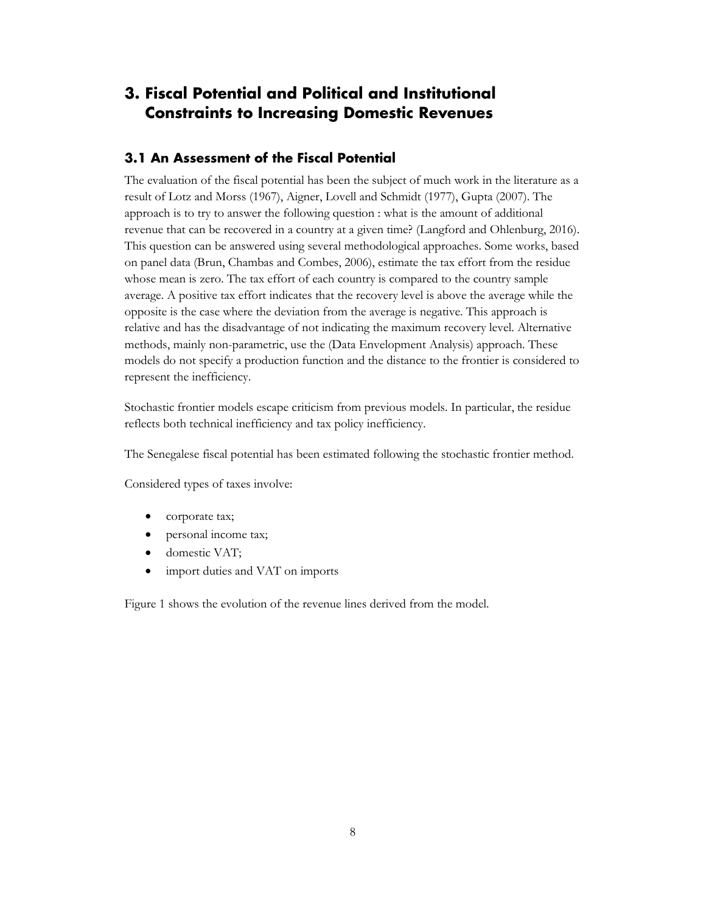# 3. Fiscal Potential and Political and Institutional Constraints to Increasing Domestic Revenues

## 3.1 An Assessment of the Fiscal Potential

The evaluation of the fiscal potential has been the subject of much work in the literature as a result of Lotz and Morss (1967), Aigner, Lovell and Schmidt (1977), Gupta (2007). The approach is to try to answer the following question : what is the amount of additional revenue that can be recovered in a country at a given time? (Langford and Ohlenburg, 2016). This question can be answered using several methodological approaches. Some works, based on panel data (Brun, Chambas and Combes, 2006), estimate the tax effort from the residue whose mean is zero. The tax effort of each country is compared to the country sample average. A positive tax effort indicates that the recovery level is above the average while the opposite is the case where the deviation from the average is negative. This approach is relative and has the disadvantage of not indicating the maximum recovery level. Alternative methods, mainly non-parametric, use the (Data Envelopment Analysis) approach. These models do not specify a production function and the distance to the frontier is considered to represent the inefficiency.

Stochastic frontier models escape criticism from previous models. In particular, the residue reflects both technical inefficiency and tax policy inefficiency.

The Senegalese fiscal potential has been estimated following the stochastic frontier method.

Considered types of taxes involve:

- corporate tax;
- personal income tax;
- domestic VAT;
- import duties and VAT on imports

Figure 1 shows the evolution of the revenue lines derived from the model.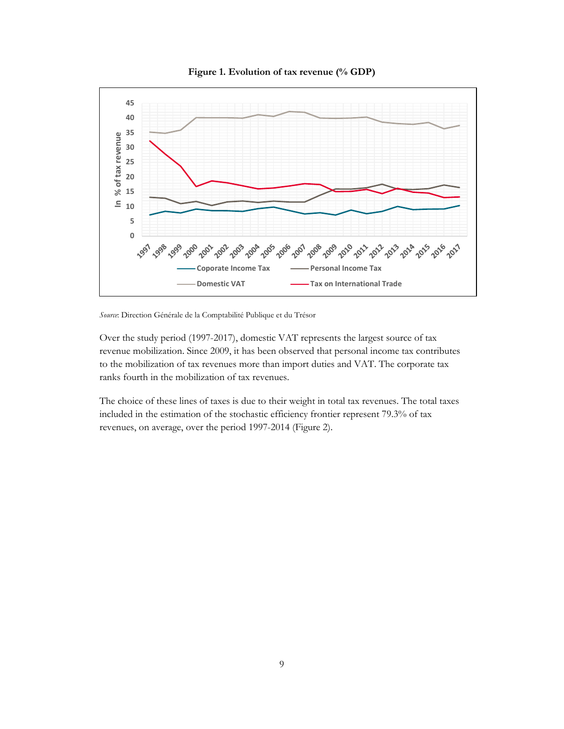**Figure 1. Evolution of tax revenue (% GDP)**

*Source*: Direction Générale de la Comptabilité Publique et du Trésor

Over the study period (1997-2017), domestic VAT represents the largest source of tax revenue mobilization. Since 2009, it has been observed that personal income tax contributes to the mobilization of tax revenues more than import duties and VAT. The corporate tax ranks fourth in the mobilization of tax revenues.

The choice of these lines of taxes is due to their weight in total tax revenues. The total taxes included in the estimation of the stochastic efficiency frontier represent 79.3% of tax revenues, on average, over the period 1997-2014 (Figure 2).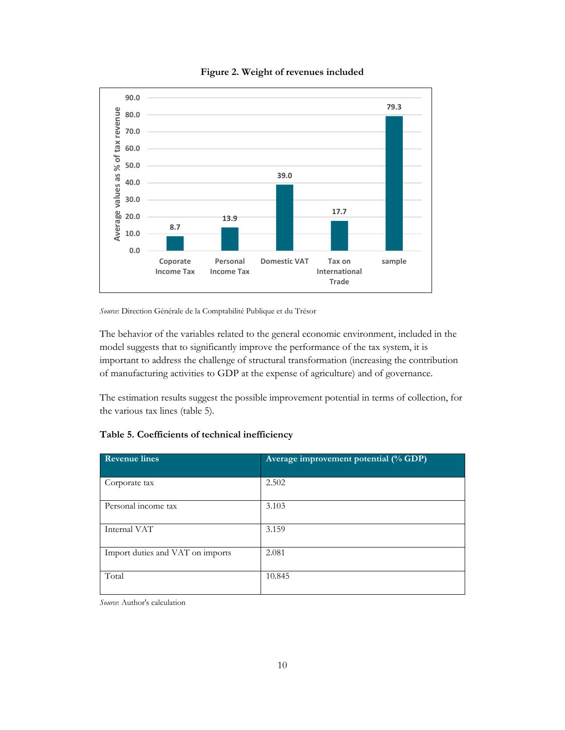**Figure 2. Weight of revenues included**

| | Coporate Income Tax | Personal Income Tax | Domestic VAT | Tax on International Trade | sample |
|---|---|---|---|---|---|
| Average values as % of tax revenue | 8.7 | 13.9 | 39.0 | 17.7 | 79.3 |

*Source*: Direction Générale de la Comptabilité Publique et du Trésor

The behavior of the variables related to the general economic environment, included in the model suggests that to significantly improve the performance of the tax system, it is important to address the challenge of structural transformation (increasing the contribution of manufacturing activities to GDP at the expense of agriculture) and of governance.

The estimation results suggest the possible improvement potential in terms of collection, for the various tax lines (table 5).

**Table 5. Coefficients of technical inefficiency**

| Revenue lines | Average improvement potential (% GDP) |
|---|---|
| Corporate tax | 2.502 |
| Personal income tax | 3.103 |
| Internal VAT | 3.159 |
| Import duties and VAT on imports | 2.081 |
| Total | 10.845 |

*Source*: Author's calculation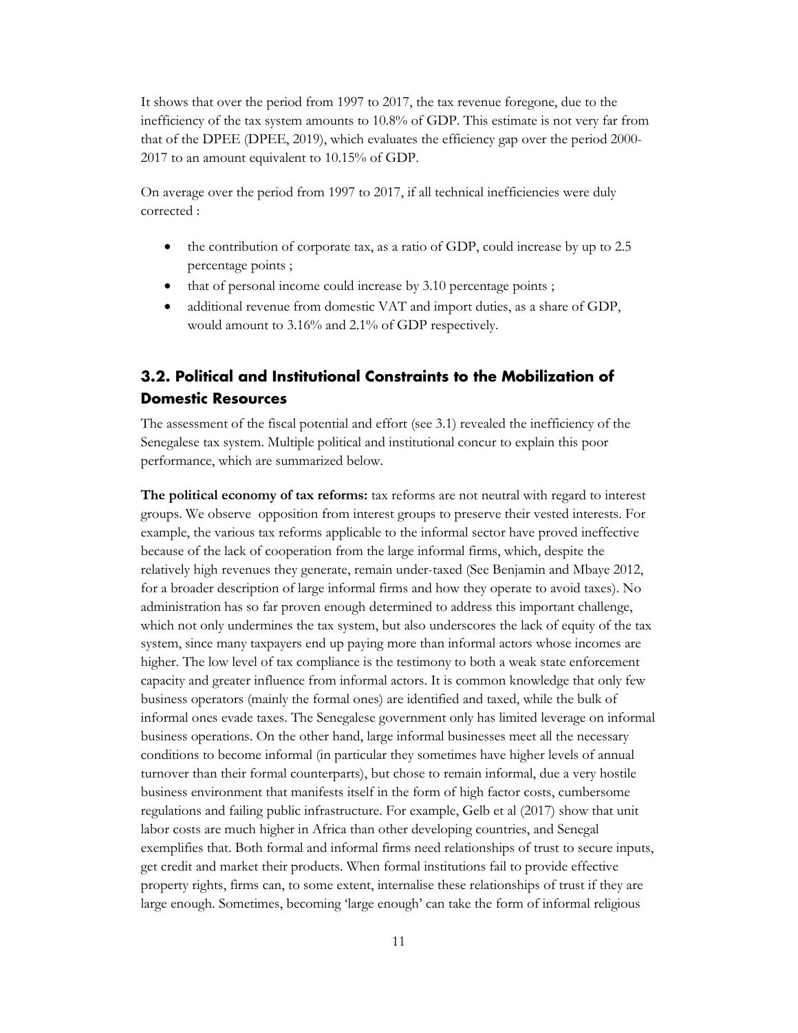It shows that over the period from 1997 to 2017, the tax revenue foregone, due to the inefficiency of the tax system amounts to 10.8% of GDP. This estimate is not very far from that of the DPEE (DPEE, 2019), which evaluates the efficiency gap over the period 2000-2017 to an amount equivalent to 10.15% of GDP.

On average over the period from 1997 to 2017, if all technical inefficiencies were duly corrected :

- the contribution of corporate tax, as a ratio of GDP, could increase by up to 2.5 percentage points ;
- that of personal income could increase by 3.10 percentage points ;
- additional revenue from domestic VAT and import duties, as a share of GDP, would amount to 3.16% and 2.1% of GDP respectively.

## 3.2. Political and Institutional Constraints to the Mobilization of Domestic Resources

The assessment of the fiscal potential and effort (see 3.1) revealed the inefficiency of the Senegalese tax system. Multiple political and institutional concur to explain this poor performance, which are summarized below.

**The political economy of tax reforms:** tax reforms are not neutral with regard to interest groups. We observe opposition from interest groups to preserve their vested interests. For example, the various tax reforms applicable to the informal sector have proved ineffective because of the lack of cooperation from the large informal firms, which, despite the relatively high revenues they generate, remain under-taxed (See Benjamin and Mbaye 2012, for a broader description of large informal firms and how they operate to avoid taxes). No administration has so far proven enough determined to address this important challenge, which not only undermines the tax system, but also underscores the lack of equity of the tax system, since many taxpayers end up paying more than informal actors whose incomes are higher. The low level of tax compliance is the testimony to both a weak state enforcement capacity and greater influence from informal actors. It is common knowledge that only few business operators (mainly the formal ones) are identified and taxed, while the bulk of informal ones evade taxes. The Senegalese government only has limited leverage on informal business operations. On the other hand, large informal businesses meet all the necessary conditions to become informal (in particular they sometimes have higher levels of annual turnover than their formal counterparts), but chose to remain informal, due a very hostile business environment that manifests itself in the form of high factor costs, cumbersome regulations and failing public infrastructure. For example, Gelb et al (2017) show that unit labor costs are much higher in Africa than other developing countries, and Senegal exemplifies that. Both formal and informal firms need relationships of trust to secure inputs, get credit and market their products. When formal institutions fail to provide effective property rights, firms can, to some extent, internalise these relationships of trust if they are large enough. Sometimes, becoming 'large enough' can take the form of informal religious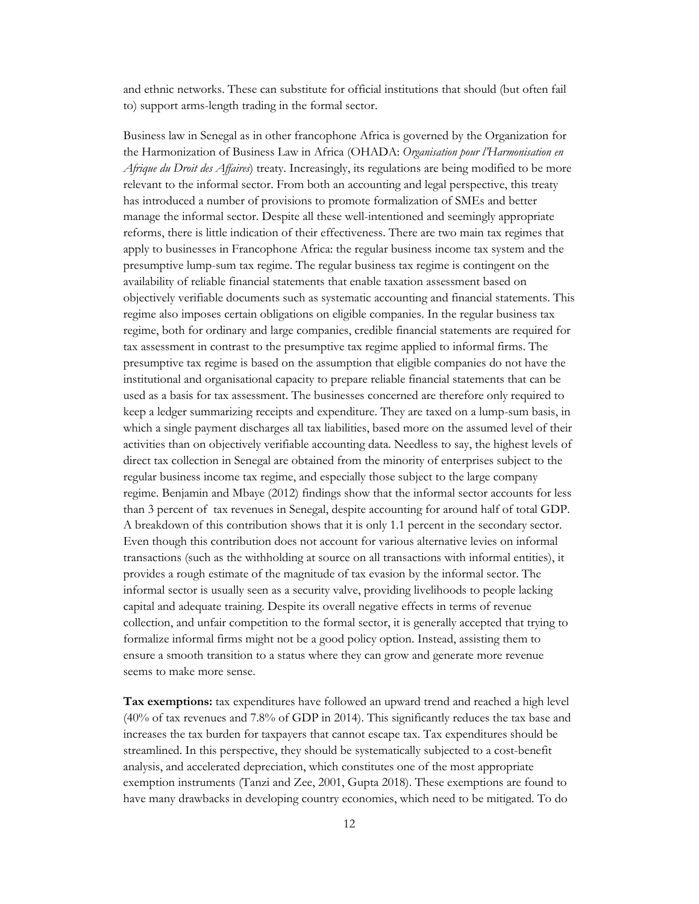and ethnic networks. These can substitute for official institutions that should (but often fail to) support arms-length trading in the formal sector.

Business law in Senegal as in other francophone Africa is governed by the Organization for the Harmonization of Business Law in Africa (OHADA: *Organisation pour l'Harmonisation en Afrique du Droit des Affaires*) treaty. Increasingly, its regulations are being modified to be more relevant to the informal sector. From both an accounting and legal perspective, this treaty has introduced a number of provisions to promote formalization of SMEs and better manage the informal sector. Despite all these well-intentioned and seemingly appropriate reforms, there is little indication of their effectiveness. There are two main tax regimes that apply to businesses in Francophone Africa: the regular business income tax system and the presumptive lump-sum tax regime. The regular business tax regime is contingent on the availability of reliable financial statements that enable taxation assessment based on objectively verifiable documents such as systematic accounting and financial statements. This regime also imposes certain obligations on eligible companies. In the regular business tax regime, both for ordinary and large companies, credible financial statements are required for tax assessment in contrast to the presumptive tax regime applied to informal firms. The presumptive tax regime is based on the assumption that eligible companies do not have the institutional and organisational capacity to prepare reliable financial statements that can be used as a basis for tax assessment. The businesses concerned are therefore only required to keep a ledger summarizing receipts and expenditure. They are taxed on a lump-sum basis, in which a single payment discharges all tax liabilities, based more on the assumed level of their activities than on objectively verifiable accounting data. Needless to say, the highest levels of direct tax collection in Senegal are obtained from the minority of enterprises subject to the regular business income tax regime, and especially those subject to the large company regime. Benjamin and Mbaye (2012) findings show that the informal sector accounts for less than 3 percent of tax revenues in Senegal, despite accounting for around half of total GDP. A breakdown of this contribution shows that it is only 1.1 percent in the secondary sector. Even though this contribution does not account for various alternative levies on informal transactions (such as the withholding at source on all transactions with informal entities), it provides a rough estimate of the magnitude of tax evasion by the informal sector. The informal sector is usually seen as a security valve, providing livelihoods to people lacking capital and adequate training. Despite its overall negative effects in terms of revenue collection, and unfair competition to the formal sector, it is generally accepted that trying to formalize informal firms might not be a good policy option. Instead, assisting them to ensure a smooth transition to a status where they can grow and generate more revenue seems to make more sense.

**Tax exemptions:** tax expenditures have followed an upward trend and reached a high level (40% of tax revenues and 7.8% of GDP in 2014). This significantly reduces the tax base and increases the tax burden for taxpayers that cannot escape tax. Tax expenditures should be streamlined. In this perspective, they should be systematically subjected to a cost-benefit analysis, and accelerated depreciation, which constitutes one of the most appropriate exemption instruments (Tanzi and Zee, 2001, Gupta 2018). These exemptions are found to have many drawbacks in developing country economies, which need to be mitigated. To do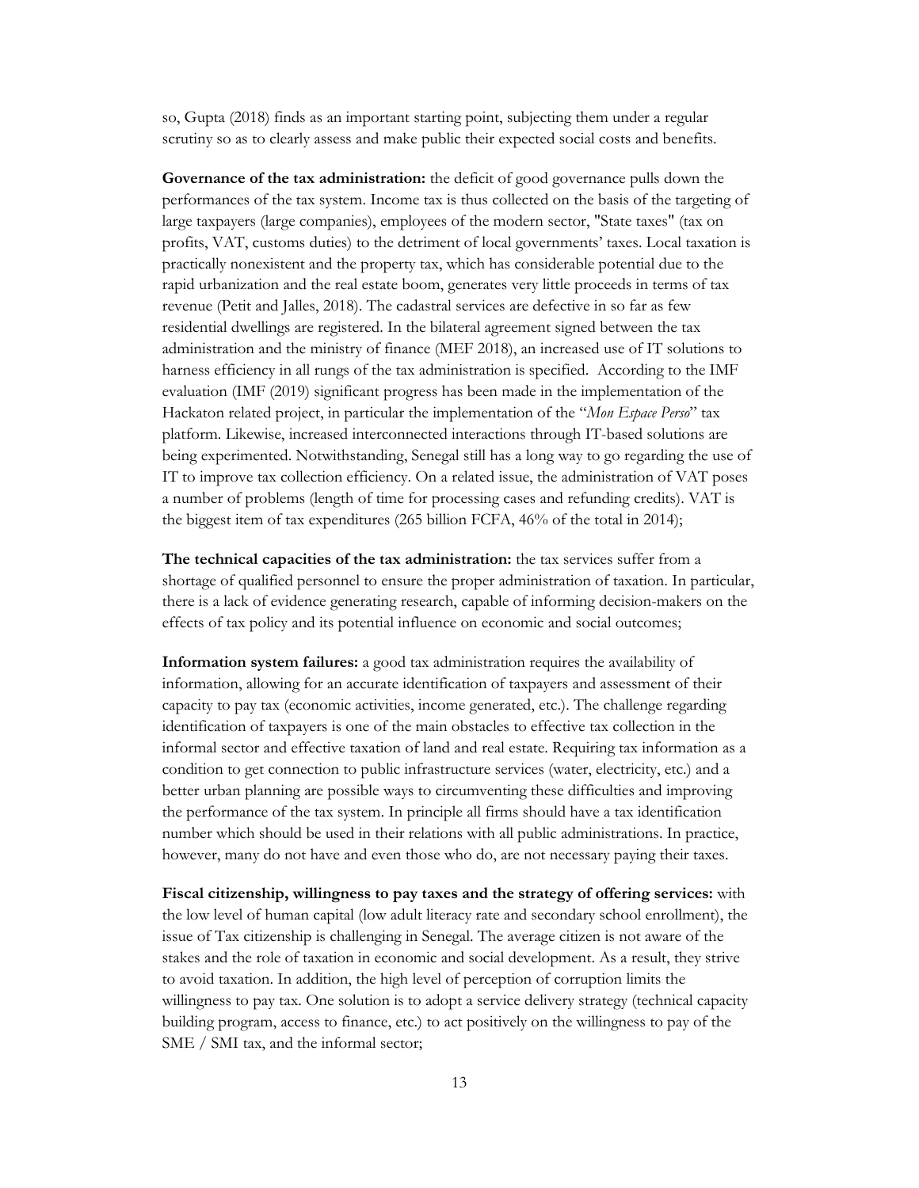so, Gupta (2018) finds as an important starting point, subjecting them under a regular scrutiny so as to clearly assess and make public their expected social costs and benefits.

**Governance of the tax administration:** the deficit of good governance pulls down the performances of the tax system. Income tax is thus collected on the basis of the targeting of large taxpayers (large companies), employees of the modern sector, "State taxes" (tax on profits, VAT, customs duties) to the detriment of local governments' taxes. Local taxation is practically nonexistent and the property tax, which has considerable potential due to the rapid urbanization and the real estate boom, generates very little proceeds in terms of tax revenue (Petit and Jalles, 2018). The cadastral services are defective in so far as few residential dwellings are registered. In the bilateral agreement signed between the tax administration and the ministry of finance (MEF 2018), an increased use of IT solutions to harness efficiency in all rungs of the tax administration is specified. According to the IMF evaluation (IMF (2019) significant progress has been made in the implementation of the Hackaton related project, in particular the implementation of the "*Mon Espace Perso*" tax platform. Likewise, increased interconnected interactions through IT-based solutions are being experimented. Notwithstanding, Senegal still has a long way to go regarding the use of IT to improve tax collection efficiency. On a related issue, the administration of VAT poses a number of problems (length of time for processing cases and refunding credits). VAT is the biggest item of tax expenditures (265 billion FCFA, 46% of the total in 2014);

**The technical capacities of the tax administration:** the tax services suffer from a shortage of qualified personnel to ensure the proper administration of taxation. In particular, there is a lack of evidence generating research, capable of informing decision-makers on the effects of tax policy and its potential influence on economic and social outcomes;

**Information system failures:** a good tax administration requires the availability of information, allowing for an accurate identification of taxpayers and assessment of their capacity to pay tax (economic activities, income generated, etc.). The challenge regarding identification of taxpayers is one of the main obstacles to effective tax collection in the informal sector and effective taxation of land and real estate. Requiring tax information as a condition to get connection to public infrastructure services (water, electricity, etc.) and a better urban planning are possible ways to circumventing these difficulties and improving the performance of the tax system. In principle all firms should have a tax identification number which should be used in their relations with all public administrations. In practice, however, many do not have and even those who do, are not necessary paying their taxes.

**Fiscal citizenship, willingness to pay taxes and the strategy of offering services:** with the low level of human capital (low adult literacy rate and secondary school enrollment), the issue of Tax citizenship is challenging in Senegal. The average citizen is not aware of the stakes and the role of taxation in economic and social development. As a result, they strive to avoid taxation. In addition, the high level of perception of corruption limits the willingness to pay tax. One solution is to adopt a service delivery strategy (technical capacity building program, access to finance, etc.) to act positively on the willingness to pay of the SME / SMI tax, and the informal sector;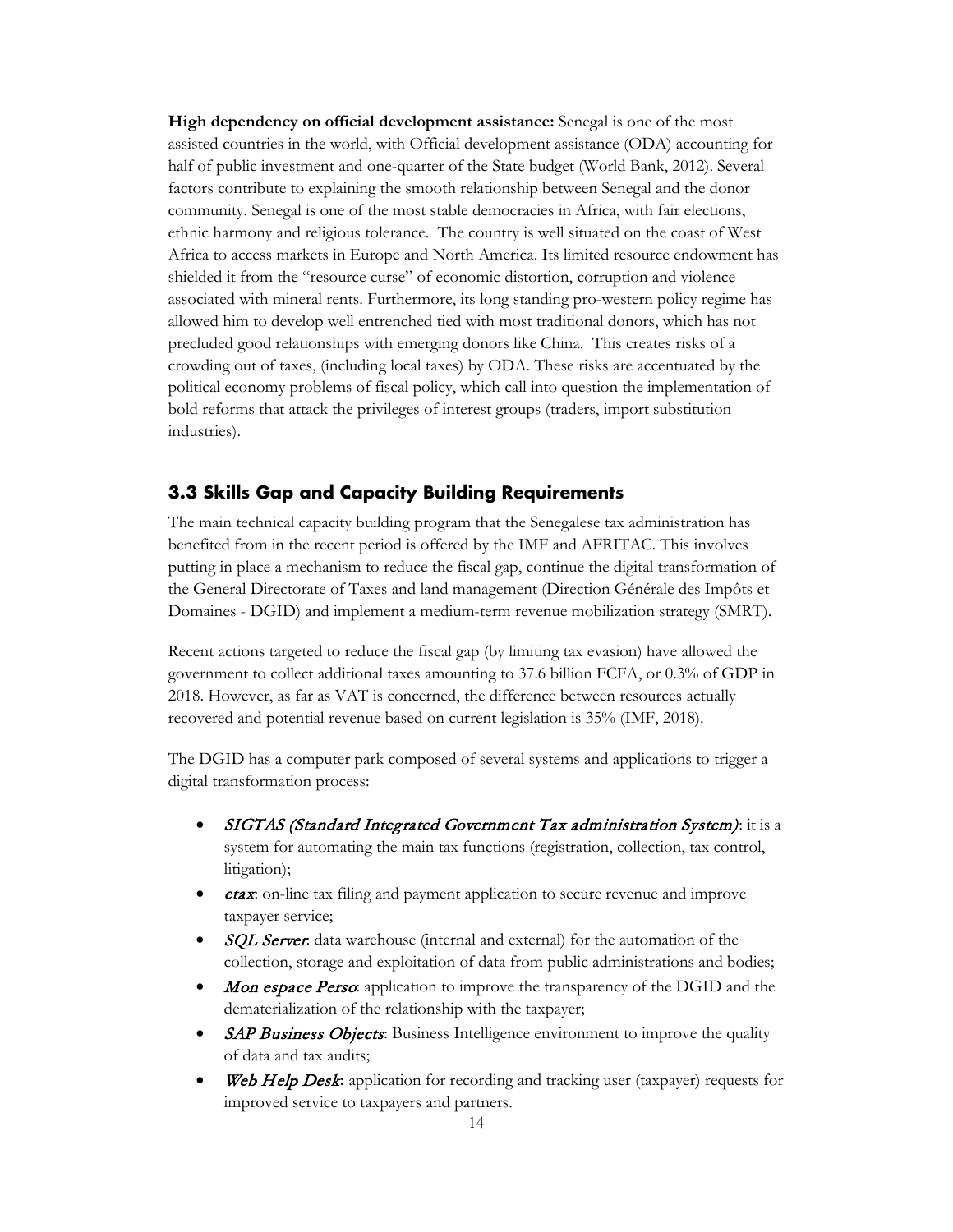**High dependency on official development assistance:** Senegal is one of the most assisted countries in the world, with Official development assistance (ODA) accounting for half of public investment and one-quarter of the State budget (World Bank, 2012). Several factors contribute to explaining the smooth relationship between Senegal and the donor community. Senegal is one of the most stable democracies in Africa, with fair elections, ethnic harmony and religious tolerance. The country is well situated on the coast of West Africa to access markets in Europe and North America. Its limited resource endowment has shielded it from the "resource curse" of economic distortion, corruption and violence associated with mineral rents. Furthermore, its long standing pro-western policy regime has allowed him to develop well entrenched tied with most traditional donors, which has not precluded good relationships with emerging donors like China. This creates risks of a crowding out of taxes, (including local taxes) by ODA. These risks are accentuated by the political economy problems of fiscal policy, which call into question the implementation of bold reforms that attack the privileges of interest groups (traders, import substitution industries).

## 3.3 Skills Gap and Capacity Building Requirements

The main technical capacity building program that the Senegalese tax administration has benefited from in the recent period is offered by the IMF and AFRITAC. This involves putting in place a mechanism to reduce the fiscal gap, continue the digital transformation of the General Directorate of Taxes and land management (Direction Générale des Impôts et Domaines - DGID) and implement a medium-term revenue mobilization strategy (SMRT).

Recent actions targeted to reduce the fiscal gap (by limiting tax evasion) have allowed the government to collect additional taxes amounting to 37.6 billion FCFA, or 0.3% of GDP in 2018. However, as far as VAT is concerned, the difference between resources actually recovered and potential revenue based on current legislation is 35% (IMF, 2018).

The DGID has a computer park composed of several systems and applications to trigger a digital transformation process:

- *SIGTAS (Standard Integrated Government Tax administration System)*: it is a system for automating the main tax functions (registration, collection, tax control, litigation);
- *etax*: on-line tax filing and payment application to secure revenue and improve taxpayer service;
- *SQL Server*: data warehouse (internal and external) for the automation of the collection, storage and exploitation of data from public administrations and bodies;
- *Mon espace Perso*: application to improve the transparency of the DGID and the dematerialization of the relationship with the taxpayer;
- *SAP Business Objects*: Business Intelligence environment to improve the quality of data and tax audits;
- *Web Help Desk*: application for recording and tracking user (taxpayer) requests for improved service to taxpayers and partners.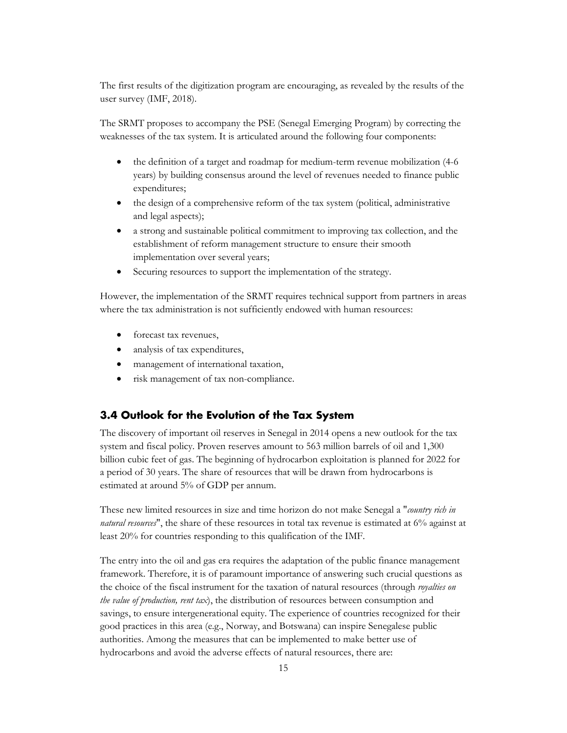The first results of the digitization program are encouraging, as revealed by the results of the user survey (IMF, 2018).

The SRMT proposes to accompany the PSE (Senegal Emerging Program) by correcting the weaknesses of the tax system. It is articulated around the following four components:

- the definition of a target and roadmap for medium-term revenue mobilization (4-6 years) by building consensus around the level of revenues needed to finance public expenditures;
- the design of a comprehensive reform of the tax system (political, administrative and legal aspects);
- a strong and sustainable political commitment to improving tax collection, and the establishment of reform management structure to ensure their smooth implementation over several years;
- Securing resources to support the implementation of the strategy.

However, the implementation of the SRMT requires technical support from partners in areas where the tax administration is not sufficiently endowed with human resources:

- forecast tax revenues,
- analysis of tax expenditures,
- management of international taxation,
- risk management of tax non-compliance.

### 3.4 Outlook for the Evolution of the Tax System

The discovery of important oil reserves in Senegal in 2014 opens a new outlook for the tax system and fiscal policy. Proven reserves amount to 563 million barrels of oil and 1,300 billion cubic feet of gas. The beginning of hydrocarbon exploitation is planned for 2022 for a period of 30 years. The share of resources that will be drawn from hydrocarbons is estimated at around 5% of GDP per annum.

These new limited resources in size and time horizon do not make Senegal a "*country rich in natural resources*", the share of these resources in total tax revenue is estimated at 6% against at least 20% for countries responding to this qualification of the IMF.

The entry into the oil and gas era requires the adaptation of the public finance management framework. Therefore, it is of paramount importance of answering such crucial questions as the choice of the fiscal instrument for the taxation of natural resources (through *royalties on the value of production, rent tax*), the distribution of resources between consumption and savings, to ensure intergenerational equity. The experience of countries recognized for their good practices in this area (e.g., Norway, and Botswana) can inspire Senegalese public authorities. Among the measures that can be implemented to make better use of hydrocarbons and avoid the adverse effects of natural resources, there are: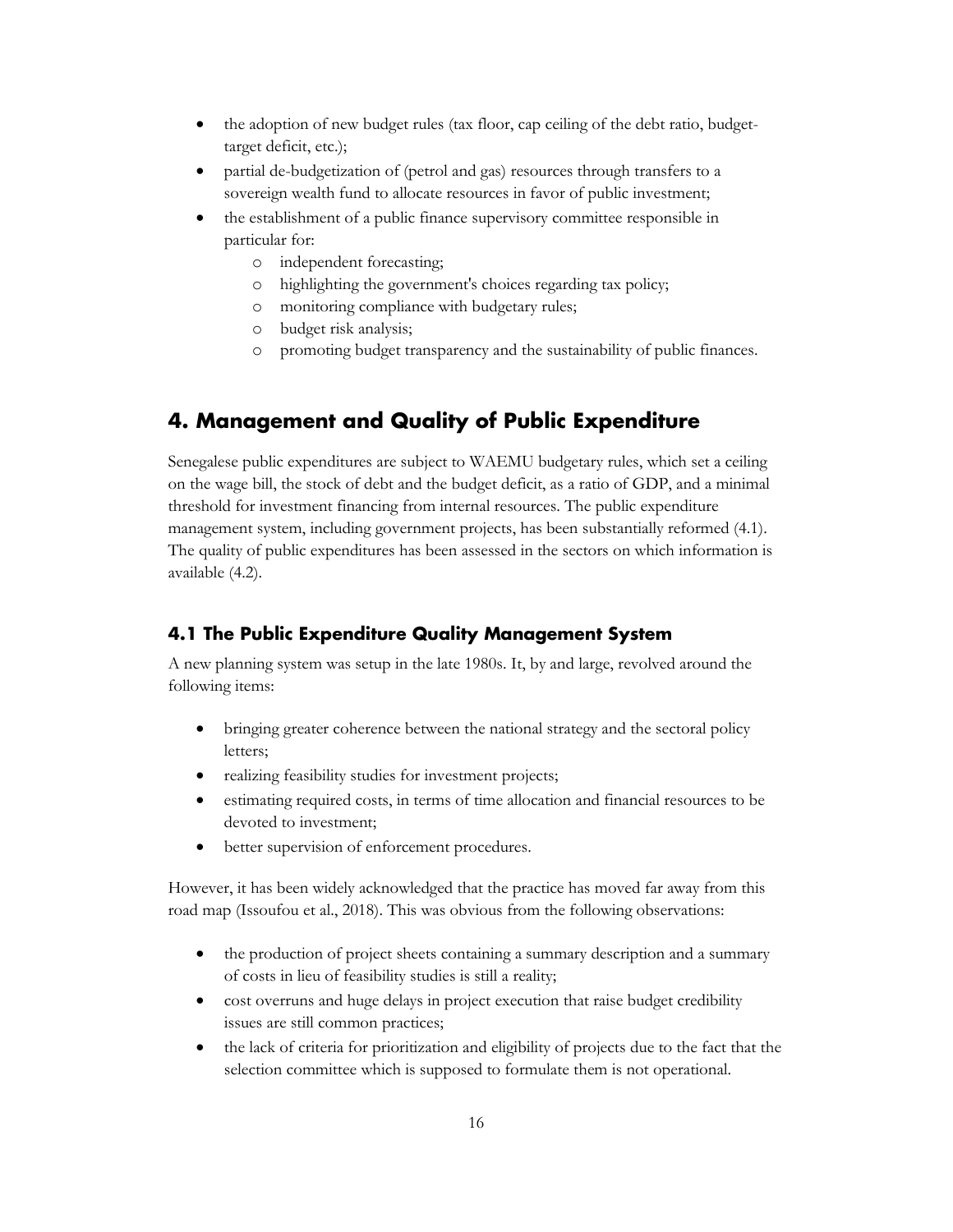- the adoption of new budget rules (tax floor, cap ceiling of the debt ratio, budget-target deficit, etc.);
- partial de-budgetization of (petrol and gas) resources through transfers to a sovereign wealth fund to allocate resources in favor of public investment;
- the establishment of a public finance supervisory committee responsible in particular for:
    - independent forecasting;
    - highlighting the government's choices regarding tax policy;
    - monitoring compliance with budgetary rules;
    - budget risk analysis;
    - promoting budget transparency and the sustainability of public finances.

## 4. Management and Quality of Public Expenditure

Senegalese public expenditures are subject to WAEMU budgetary rules, which set a ceiling on the wage bill, the stock of debt and the budget deficit, as a ratio of GDP, and a minimal threshold for investment financing from internal resources. The public expenditure management system, including government projects, has been substantially reformed (4.1). The quality of public expenditures has been assessed in the sectors on which information is available (4.2).

### 4.1 The Public Expenditure Quality Management System

A new planning system was setup in the late 1980s. It, by and large, revolved around the following items:

- bringing greater coherence between the national strategy and the sectoral policy letters;
- realizing feasibility studies for investment projects;
- estimating required costs, in terms of time allocation and financial resources to be devoted to investment;
- better supervision of enforcement procedures.

However, it has been widely acknowledged that the practice has moved far away from this road map (Issoufou et al., 2018). This was obvious from the following observations:

- the production of project sheets containing a summary description and a summary of costs in lieu of feasibility studies is still a reality;
- cost overruns and huge delays in project execution that raise budget credibility issues are still common practices;
- the lack of criteria for prioritization and eligibility of projects due to the fact that the selection committee which is supposed to formulate them is not operational.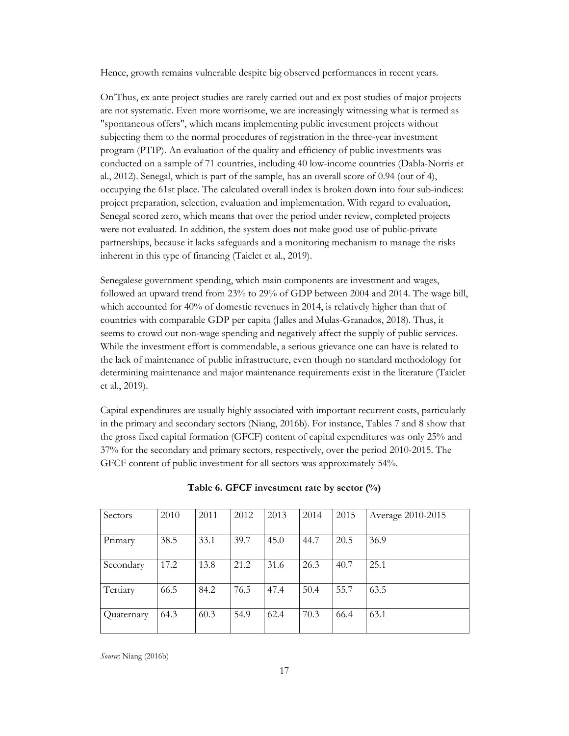Hence, growth remains vulnerable despite big observed performances in recent years.

On'Thus, ex ante project studies are rarely carried out and ex post studies of major projects are not systematic. Even more worrisome, we are increasingly witnessing what is termed as "spontaneous offers", which means implementing public investment projects without subjecting them to the normal procedures of registration in the three-year investment program (PTIP). An evaluation of the quality and efficiency of public investments was conducted on a sample of 71 countries, including 40 low-income countries (Dabla-Norris et al., 2012). Senegal, which is part of the sample, has an overall score of 0.94 (out of 4), occupying the 61st place. The calculated overall index is broken down into four sub-indices: project preparation, selection, evaluation and implementation. With regard to evaluation, Senegal scored zero, which means that over the period under review, completed projects were not evaluated. In addition, the system does not make good use of public-private partnerships, because it lacks safeguards and a monitoring mechanism to manage the risks inherent in this type of financing (Taiclet et al., 2019).

Senegalese government spending, which main components are investment and wages, followed an upward trend from 23% to 29% of GDP between 2004 and 2014. The wage bill, which accounted for 40% of domestic revenues in 2014, is relatively higher than that of countries with comparable GDP per capita (Jalles and Mulas-Granados, 2018). Thus, it seems to crowd out non-wage spending and negatively affect the supply of public services. While the investment effort is commendable, a serious grievance one can have is related to the lack of maintenance of public infrastructure, even though no standard methodology for determining maintenance and major maintenance requirements exist in the literature (Taiclet et al., 2019).

Capital expenditures are usually highly associated with important recurrent costs, particularly in the primary and secondary sectors (Niang, 2016b). For instance, Tables 7 and 8 show that the gross fixed capital formation (GFCF) content of capital expenditures was only 25% and 37% for the secondary and primary sectors, respectively, over the period 2010-2015. The GFCF content of public investment for all sectors was approximately 54%.

**Table 6. GFCF investment rate by sector (%)**

| Sectors | 2010 | 2011 | 2012 | 2013 | 2014 | 2015 | Average 2010-2015 |
|---|---|---|---|---|---|---|---|
| Primary | 38.5 | 33.1 | 39.7 | 45.0 | 44.7 | 20.5 | 36.9 |
| Secondary | 17.2 | 13.8 | 21.2 | 31.6 | 26.3 | 40.7 | 25.1 |
| Tertiary | 66.5 | 84.2 | 76.5 | 47.4 | 50.4 | 55.7 | 63.5 |
| Quaternary | 64.3 | 60.3 | 54.9 | 62.4 | 70.3 | 66.4 | 63.1 |

*Source*: Niang (2016b)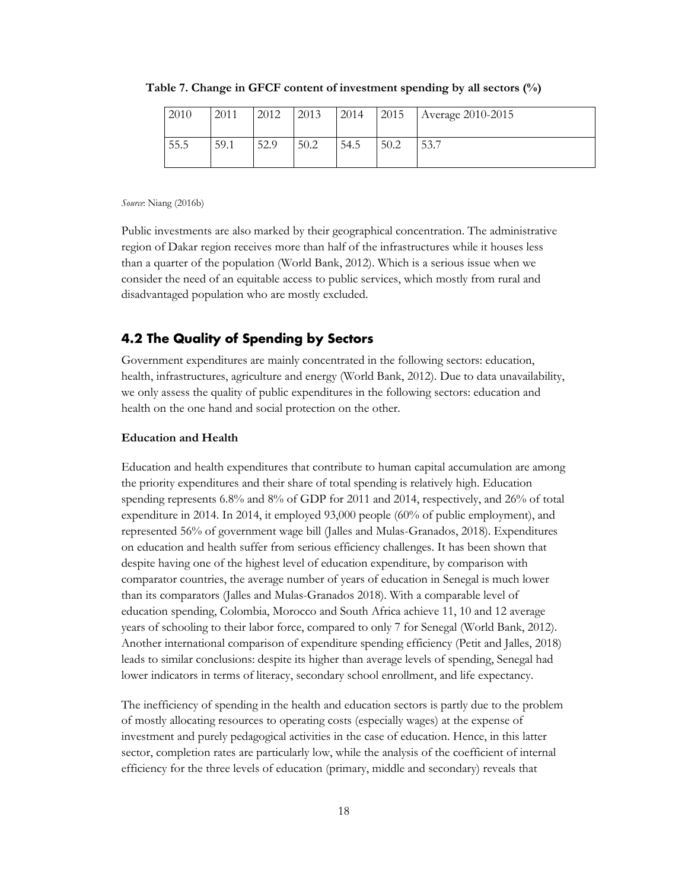**Table 7. Change in GFCF content of investment spending by all sectors (%)**

| 2010 | 2011 | 2012 | 2013 | 2014 | 2015 | Average 2010-2015 |
|---|---|---|---|---|---|---|
| 55.5 | 59.1 | 52.9 | 50.2 | 54.5 | 50.2 | 53.7 |

*Source*: Niang (2016b)

Public investments are also marked by their geographical concentration. The administrative region of Dakar region receives more than half of the infrastructures while it houses less than a quarter of the population (World Bank, 2012). Which is a serious issue when we consider the need of an equitable access to public services, which mostly from rural and disadvantaged population who are mostly excluded.

## 4.2 The Quality of Spending by Sectors

Government expenditures are mainly concentrated in the following sectors: education, health, infrastructures, agriculture and energy (World Bank, 2012). Due to data unavailability, we only assess the quality of public expenditures in the following sectors: education and health on the one hand and social protection on the other.

### Education and Health

Education and health expenditures that contribute to human capital accumulation are among the priority expenditures and their share of total spending is relatively high. Education spending represents 6.8% and 8% of GDP for 2011 and 2014, respectively, and 26% of total expenditure in 2014. In 2014, it employed 93,000 people (60% of public employment), and represented 56% of government wage bill (Jalles and Mulas-Granados, 2018). Expenditures on education and health suffer from serious efficiency challenges. It has been shown that despite having one of the highest level of education expenditure, by comparison with comparator countries, the average number of years of education in Senegal is much lower than its comparators (Jalles and Mulas-Granados 2018). With a comparable level of education spending, Colombia, Morocco and South Africa achieve 11, 10 and 12 average years of schooling to their labor force, compared to only 7 for Senegal (World Bank, 2012). Another international comparison of expenditure spending efficiency (Petit and Jalles, 2018) leads to similar conclusions: despite its higher than average levels of spending, Senegal had lower indicators in terms of literacy, secondary school enrollment, and life expectancy.

The inefficiency of spending in the health and education sectors is partly due to the problem of mostly allocating resources to operating costs (especially wages) at the expense of investment and purely pedagogical activities in the case of education. Hence, in this latter sector, completion rates are particularly low, while the analysis of the coefficient of internal efficiency for the three levels of education (primary, middle and secondary) reveals that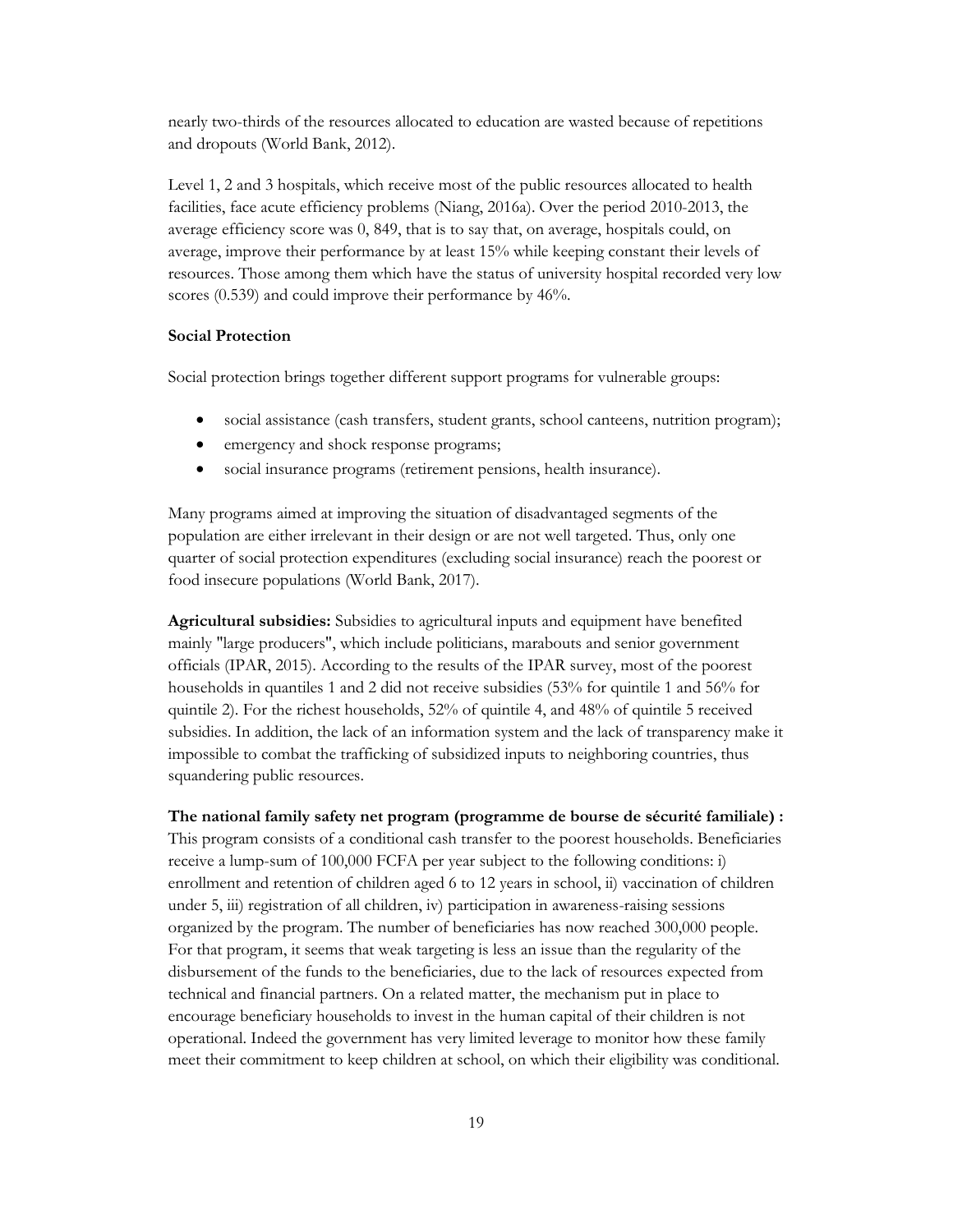nearly two-thirds of the resources allocated to education are wasted because of repetitions and dropouts (World Bank, 2012).

Level 1, 2 and 3 hospitals, which receive most of the public resources allocated to health facilities, face acute efficiency problems (Niang, 2016a). Over the period 2010-2013, the average efficiency score was 0, 849, that is to say that, on average, hospitals could, on average, improve their performance by at least 15% while keeping constant their levels of resources. Those among them which have the status of university hospital recorded very low scores (0.539) and could improve their performance by 46%.

**Social Protection**

Social protection brings together different support programs for vulnerable groups:

- social assistance (cash transfers, student grants, school canteens, nutrition program);
- emergency and shock response programs;
- social insurance programs (retirement pensions, health insurance).

Many programs aimed at improving the situation of disadvantaged segments of the population are either irrelevant in their design or are not well targeted. Thus, only one quarter of social protection expenditures (excluding social insurance) reach the poorest or food insecure populations (World Bank, 2017).

**Agricultural subsidies:** Subsidies to agricultural inputs and equipment have benefited mainly "large producers", which include politicians, marabouts and senior government officials (IPAR, 2015). According to the results of the IPAR survey, most of the poorest households in quantiles 1 and 2 did not receive subsidies (53% for quintile 1 and 56% for quintile 2). For the richest households, 52% of quintile 4, and 48% of quintile 5 received subsidies. In addition, the lack of an information system and the lack of transparency make it impossible to combat the trafficking of subsidized inputs to neighboring countries, thus squandering public resources.

**The national family safety net program (programme de bourse de sécurité familiale) :** This program consists of a conditional cash transfer to the poorest households. Beneficiaries receive a lump-sum of 100,000 FCFA per year subject to the following conditions: i) enrollment and retention of children aged 6 to 12 years in school, ii) vaccination of children under 5, iii) registration of all children, iv) participation in awareness-raising sessions organized by the program. The number of beneficiaries has now reached 300,000 people. For that program, it seems that weak targeting is less an issue than the regularity of the disbursement of the funds to the beneficiaries, due to the lack of resources expected from technical and financial partners. On a related matter, the mechanism put in place to encourage beneficiary households to invest in the human capital of their children is not operational. Indeed the government has very limited leverage to monitor how these family meet their commitment to keep children at school, on which their eligibility was conditional.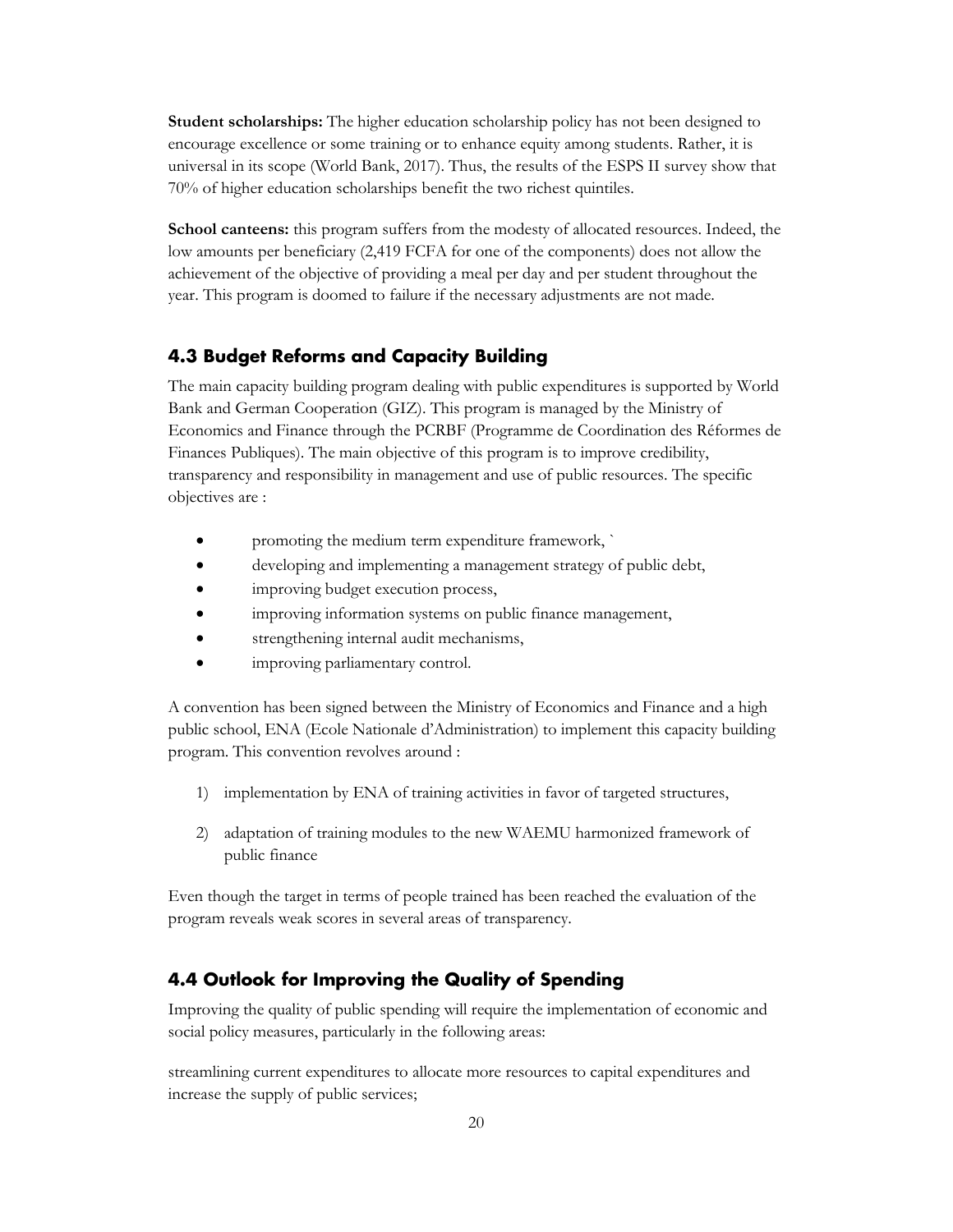**Student scholarships:** The higher education scholarship policy has not been designed to encourage excellence or some training or to enhance equity among students. Rather, it is universal in its scope (World Bank, 2017). Thus, the results of the ESPS II survey show that 70% of higher education scholarships benefit the two richest quintiles.

**School canteens:** this program suffers from the modesty of allocated resources. Indeed, the low amounts per beneficiary (2,419 FCFA for one of the components) does not allow the achievement of the objective of providing a meal per day and per student throughout the year. This program is doomed to failure if the necessary adjustments are not made.

## 4.3 Budget Reforms and Capacity Building

The main capacity building program dealing with public expenditures is supported by World Bank and German Cooperation (GIZ). This program is managed by the Ministry of Economics and Finance through the PCRBF (Programme de Coordination des Réformes de Finances Publiques). The main objective of this program is to improve credibility, transparency and responsibility in management and use of public resources. The specific objectives are :

- promoting the medium term expenditure framework, `
- developing and implementing a management strategy of public debt,
- improving budget execution process,
- improving information systems on public finance management,
- strengthening internal audit mechanisms,
- improving parliamentary control.

A convention has been signed between the Ministry of Economics and Finance and a high public school, ENA (Ecole Nationale d'Administration) to implement this capacity building program. This convention revolves around :

1) implementation by ENA of training activities in favor of targeted structures,
2) adaptation of training modules to the new WAEMU harmonized framework of public finance

Even though the target in terms of people trained has been reached the evaluation of the program reveals weak scores in several areas of transparency.

## 4.4 Outlook for Improving the Quality of Spending

Improving the quality of public spending will require the implementation of economic and social policy measures, particularly in the following areas:

streamlining current expenditures to allocate more resources to capital expenditures and increase the supply of public services;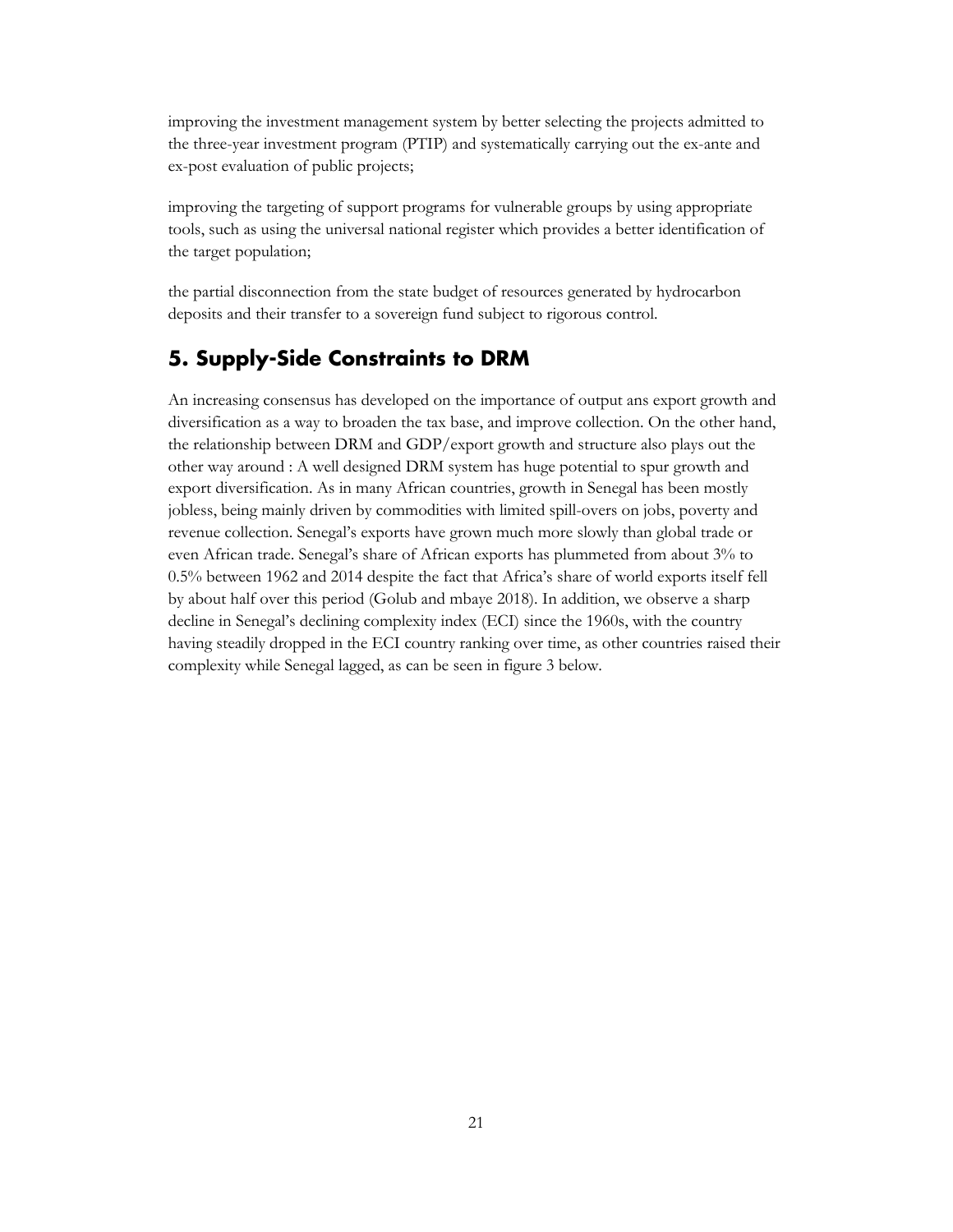improving the investment management system by better selecting the projects admitted to the three-year investment program (PTIP) and systematically carrying out the ex-ante and ex-post evaluation of public projects;

improving the targeting of support programs for vulnerable groups by using appropriate tools, such as using the universal national register which provides a better identification of the target population;

the partial disconnection from the state budget of resources generated by hydrocarbon deposits and their transfer to a sovereign fund subject to rigorous control.

## 5. Supply-Side Constraints to DRM

An increasing consensus has developed on the importance of output ans export growth and diversification as a way to broaden the tax base, and improve collection. On the other hand, the relationship between DRM and GDP/export growth and structure also plays out the other way around : A well designed DRM system has huge potential to spur growth and export diversification. As in many African countries, growth in Senegal has been mostly jobless, being mainly driven by commodities with limited spill-overs on jobs, poverty and revenue collection. Senegal's exports have grown much more slowly than global trade or even African trade. Senegal's share of African exports has plummeted from about 3% to 0.5% between 1962 and 2014 despite the fact that Africa's share of world exports itself fell by about half over this period (Golub and mbaye 2018). In addition, we observe a sharp decline in Senegal's declining complexity index (ECI) since the 1960s, with the country having steadily dropped in the ECI country ranking over time, as other countries raised their complexity while Senegal lagged, as can be seen in figure 3 below.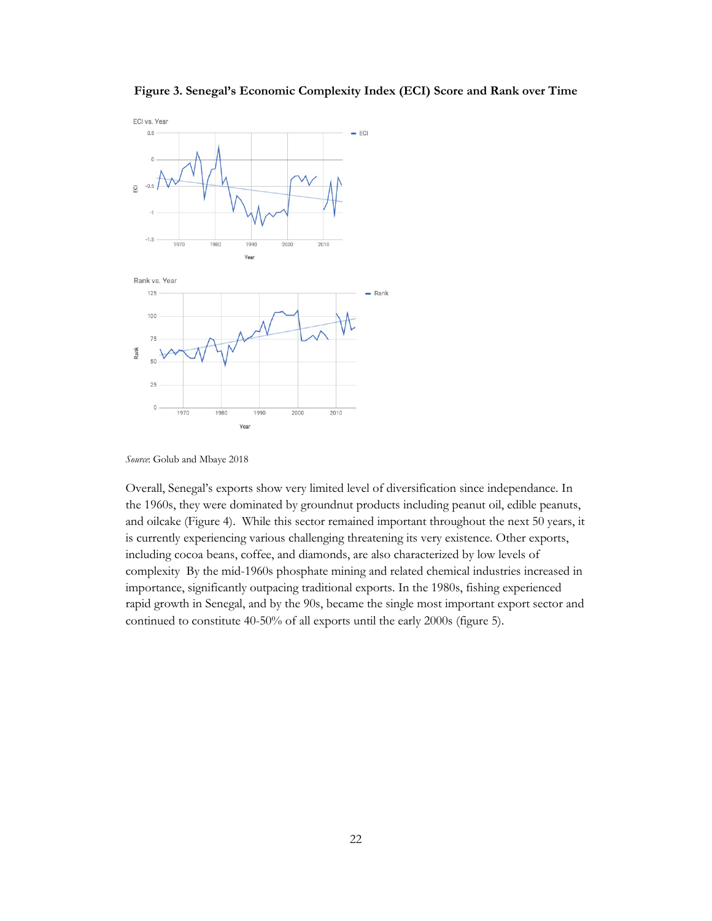**Figure 3. Senegal's Economic Complexity Index (ECI) Score and Rank over Time**

*Source*: Golub and Mbaye 2018

Overall, Senegal's exports show very limited level of diversification since independance. In the 1960s, they were dominated by groundnut products including peanut oil, edible peanuts, and oilcake (Figure 4). While this sector remained important throughout the next 50 years, it is currently experiencing various challenging threatening its very existence. Other exports, including cocoa beans, coffee, and diamonds, are also characterized by low levels of complexity By the mid-1960s phosphate mining and related chemical industries increased in importance, significantly outpacing traditional exports. In the 1980s, fishing experienced rapid growth in Senegal, and by the 90s, became the single most important export sector and continued to constitute 40-50% of all exports until the early 2000s (figure 5).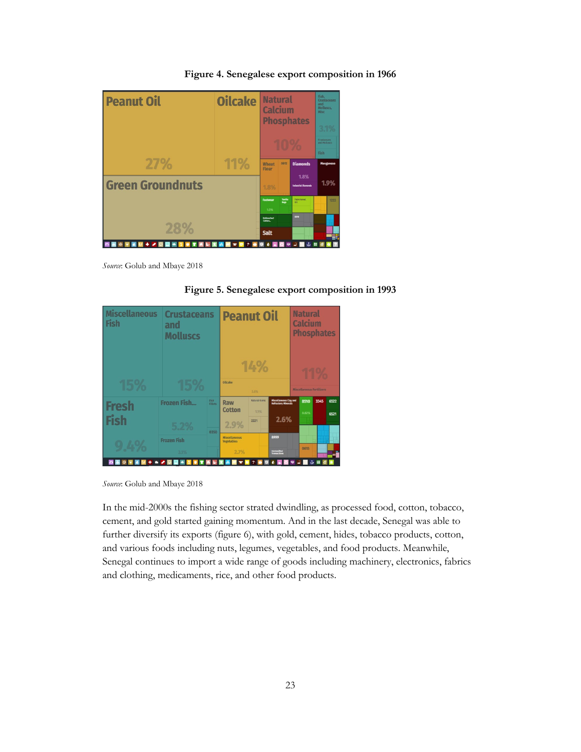**Figure 4. Senegalese export composition in 1966**

*Source*: Golub and Mbaye 2018

**Figure 5. Senegalese export composition in 1993**

*Source*: Golub and Mbaye 2018

In the mid-2000s the fishing sector strated dwindling, as processed food, cotton, tobacco, cement, and gold started gaining momentum. And in the last decade, Senegal was able to further diversify its exports (figure 6), with gold, cement, hides, tobacco products, cotton, and various foods including nuts, legumes, vegetables, and food products. Meanwhile, Senegal continues to import a wide range of goods including machinery, electronics, fabrics and clothing, medicaments, rice, and other food products.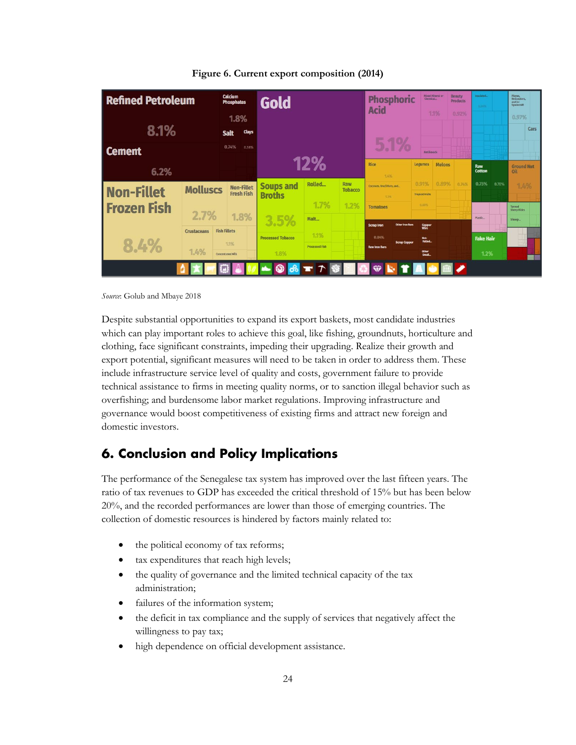**Figure 6. Current export composition (2014)**

*Source*: Golub and Mbaye 2018

Despite substantial opportunities to expand its export baskets, most candidate industries which can play important roles to achieve this goal, like fishing, groundnuts, horticulture and clothing, face significant constraints, impeding their upgrading. Realize their growth and export potential, significant measures will need to be taken in order to address them. These include infrastructure service level of quality and costs, government failure to provide technical assistance to firms in meeting quality norms, or to sanction illegal behavior such as overfishing; and burdensome labor market regulations. Improving infrastructure and governance would boost competitiveness of existing firms and attract new foreign and domestic investors.

## 6. Conclusion and Policy Implications

The performance of the Senegalese tax system has improved over the last fifteen years. The ratio of tax revenues to GDP has exceeded the critical threshold of 15% but has been below 20%, and the recorded performances are lower than those of emerging countries. The collection of domestic resources is hindered by factors mainly related to:

- the political economy of tax reforms;
- tax expenditures that reach high levels;
- the quality of governance and the limited technical capacity of the tax administration;
- failures of the information system;
- the deficit in tax compliance and the supply of services that negatively affect the willingness to pay tax;
- high dependence on official development assistance.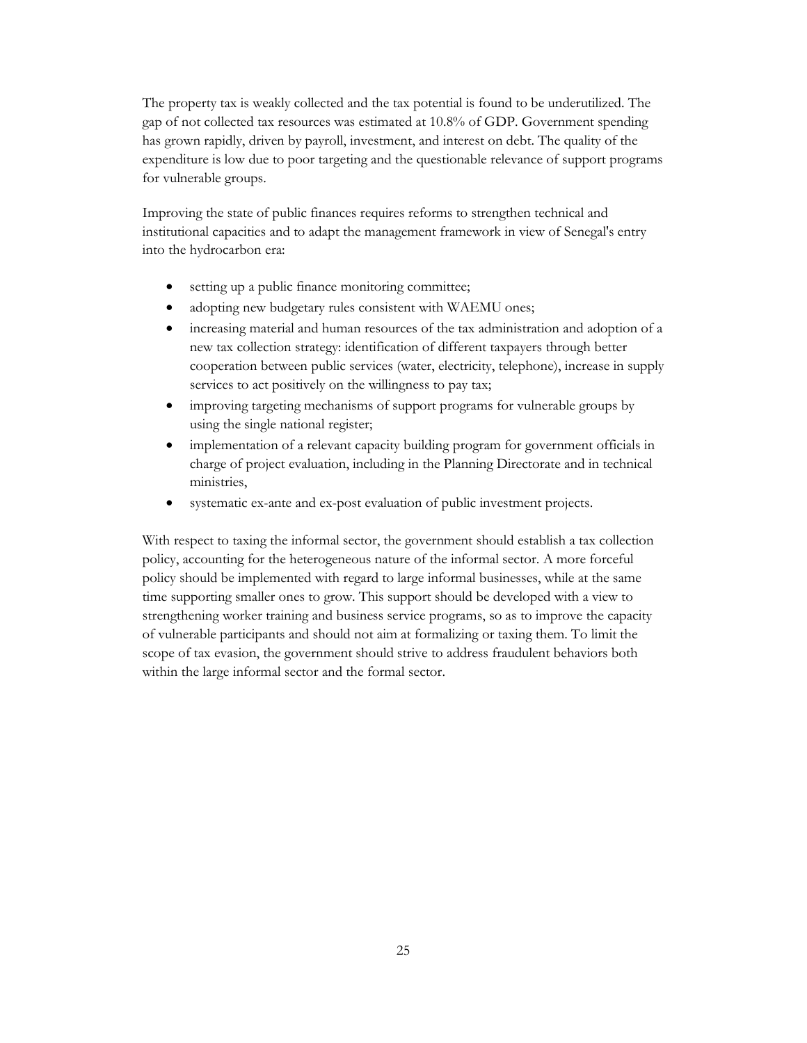The property tax is weakly collected and the tax potential is found to be underutilized. The gap of not collected tax resources was estimated at 10.8% of GDP. Government spending has grown rapidly, driven by payroll, investment, and interest on debt. The quality of the expenditure is low due to poor targeting and the questionable relevance of support programs for vulnerable groups.

Improving the state of public finances requires reforms to strengthen technical and institutional capacities and to adapt the management framework in view of Senegal's entry into the hydrocarbon era:

- setting up a public finance monitoring committee;
- adopting new budgetary rules consistent with WAEMU ones;
- increasing material and human resources of the tax administration and adoption of a new tax collection strategy: identification of different taxpayers through better cooperation between public services (water, electricity, telephone), increase in supply services to act positively on the willingness to pay tax;
- improving targeting mechanisms of support programs for vulnerable groups by using the single national register;
- implementation of a relevant capacity building program for government officials in charge of project evaluation, including in the Planning Directorate and in technical ministries,
- systematic ex-ante and ex-post evaluation of public investment projects.

With respect to taxing the informal sector, the government should establish a tax collection policy, accounting for the heterogeneous nature of the informal sector. A more forceful policy should be implemented with regard to large informal businesses, while at the same time supporting smaller ones to grow. This support should be developed with a view to strengthening worker training and business service programs, so as to improve the capacity of vulnerable participants and should not aim at formalizing or taxing them. To limit the scope of tax evasion, the government should strive to address fraudulent behaviors both within the large informal sector and the formal sector.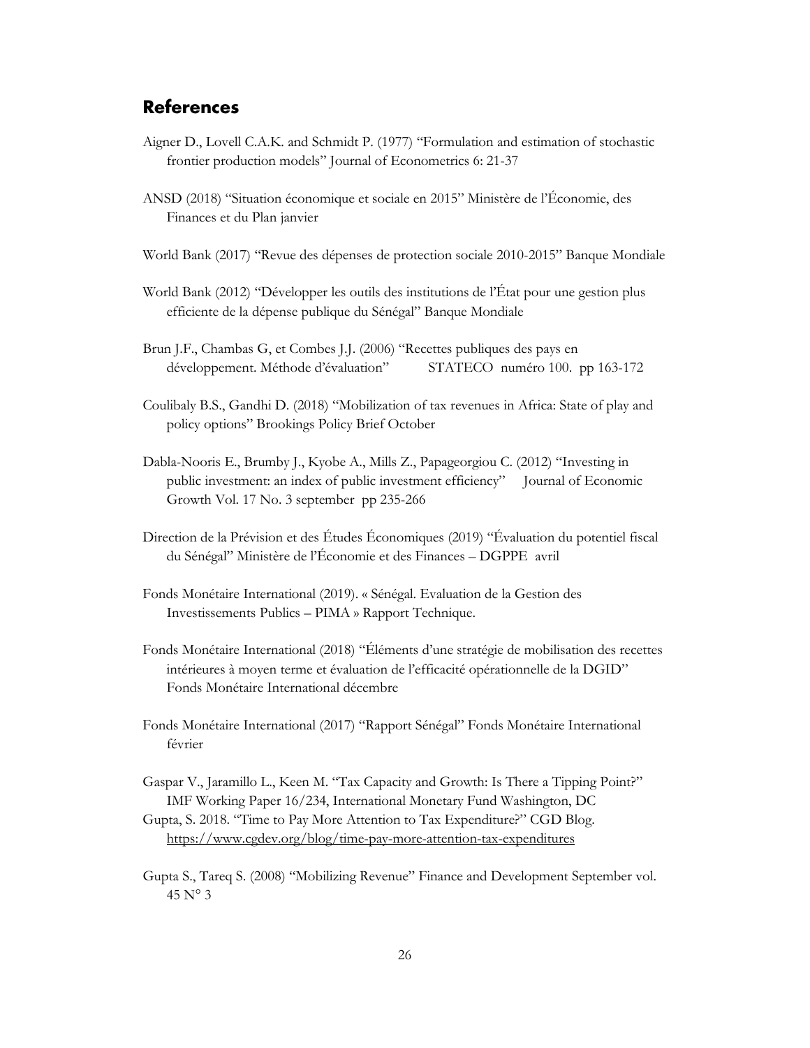## References

Aigner D., Lovell C.A.K. and Schmidt P. (1977) "Formulation and estimation of stochastic frontier production models" Journal of Econometrics 6: 21-37

ANSD (2018) "Situation économique et sociale en 2015" Ministère de l'Économie, des Finances et du Plan janvier

World Bank (2017) "Revue des dépenses de protection sociale 2010-2015" Banque Mondiale

World Bank (2012) "Développer les outils des institutions de l'État pour une gestion plus efficiente de la dépense publique du Sénégal" Banque Mondiale

Brun J.F., Chambas G, et Combes J.J. (2006) "Recettes publiques des pays en développement. Méthode d'évaluation" STATECO numéro 100. pp 163-172

Coulibaly B.S., Gandhi D. (2018) "Mobilization of tax revenues in Africa: State of play and policy options" Brookings Policy Brief October

Dabla-Nooris E., Brumby J., Kyobe A., Mills Z., Papageorgiou C. (2012) "Investing in public investment: an index of public investment efficiency" Journal of Economic Growth Vol. 17 No. 3 september pp 235-266

Direction de la Prévision et des Études Économiques (2019) "Évaluation du potentiel fiscal du Sénégal" Ministère de l'Économie et des Finances – DGPPE avril

Fonds Monétaire International (2019). « Sénégal. Evaluation de la Gestion des Investissements Publics – PIMA » Rapport Technique.

Fonds Monétaire International (2018) "Éléments d'une stratégie de mobilisation des recettes intérieures à moyen terme et évaluation de l'efficacité opérationnelle de la DGID" Fonds Monétaire International décembre

Fonds Monétaire International (2017) "Rapport Sénégal" Fonds Monétaire International février

Gaspar V., Jaramillo L., Keen M. "Tax Capacity and Growth: Is There a Tipping Point?" IMF Working Paper 16/234, International Monetary Fund Washington, DC

Gupta, S. 2018. "Time to Pay More Attention to Tax Expenditure?" CGD Blog. https://www.cgdev.org/blog/time-pay-more-attention-tax-expenditures

Gupta S., Tareq S. (2008) "Mobilizing Revenue" Finance and Development September vol. 45 N° 3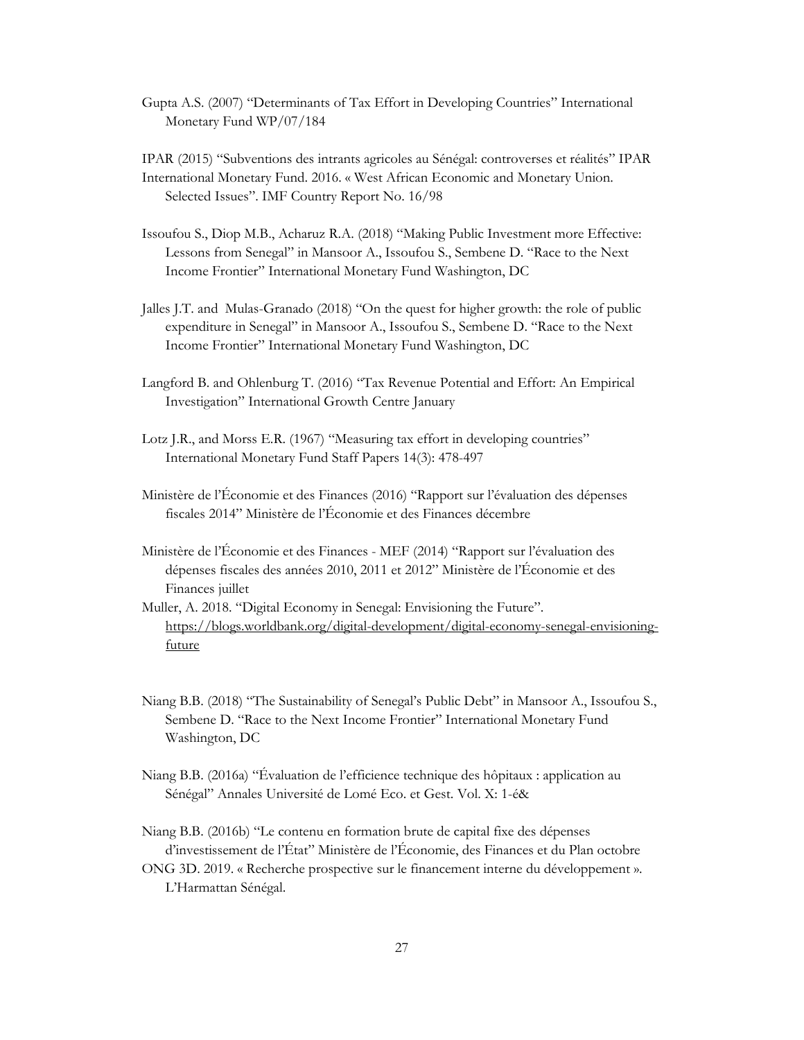Gupta A.S. (2007) "Determinants of Tax Effort in Developing Countries" International Monetary Fund WP/07/184

IPAR (2015) "Subventions des intrants agricoles au Sénégal: controverses et réalités" IPAR

International Monetary Fund. 2016. « West African Economic and Monetary Union. Selected Issues". IMF Country Report No. 16/98

Issoufou S., Diop M.B., Acharuz R.A. (2018) "Making Public Investment more Effective: Lessons from Senegal" in Mansoor A., Issoufou S., Sembene D. "Race to the Next Income Frontier" International Monetary Fund Washington, DC

Jalles J.T. and Mulas-Granado (2018) "On the quest for higher growth: the role of public expenditure in Senegal" in Mansoor A., Issoufou S., Sembene D. "Race to the Next Income Frontier" International Monetary Fund Washington, DC

Langford B. and Ohlenburg T. (2016) "Tax Revenue Potential and Effort: An Empirical Investigation" International Growth Centre January

Lotz J.R., and Morss E.R. (1967) "Measuring tax effort in developing countries" International Monetary Fund Staff Papers 14(3): 478-497

Ministère de l'Économie et des Finances (2016) "Rapport sur l'évaluation des dépenses fiscales 2014" Ministère de l'Économie et des Finances décembre

Ministère de l'Économie et des Finances - MEF (2014) "Rapport sur l'évaluation des dépenses fiscales des années 2010, 2011 et 2012" Ministère de l'Économie et des Finances juillet

Muller, A. 2018. "Digital Economy in Senegal: Envisioning the Future". https://blogs.worldbank.org/digital-development/digital-economy-senegal-envisioning-future

Niang B.B. (2018) "The Sustainability of Senegal's Public Debt" in Mansoor A., Issoufou S., Sembene D. "Race to the Next Income Frontier" International Monetary Fund Washington, DC

Niang B.B. (2016a) "Évaluation de l'efficience technique des hôpitaux : application au Sénégal" Annales Université de Lomé Eco. et Gest. Vol. X: 1-é&

Niang B.B. (2016b) "Le contenu en formation brute de capital fixe des dépenses d'investissement de l'État" Ministère de l'Économie, des Finances et du Plan octobre

ONG 3D. 2019. « Recherche prospective sur le financement interne du développement ». L'Harmattan Sénégal.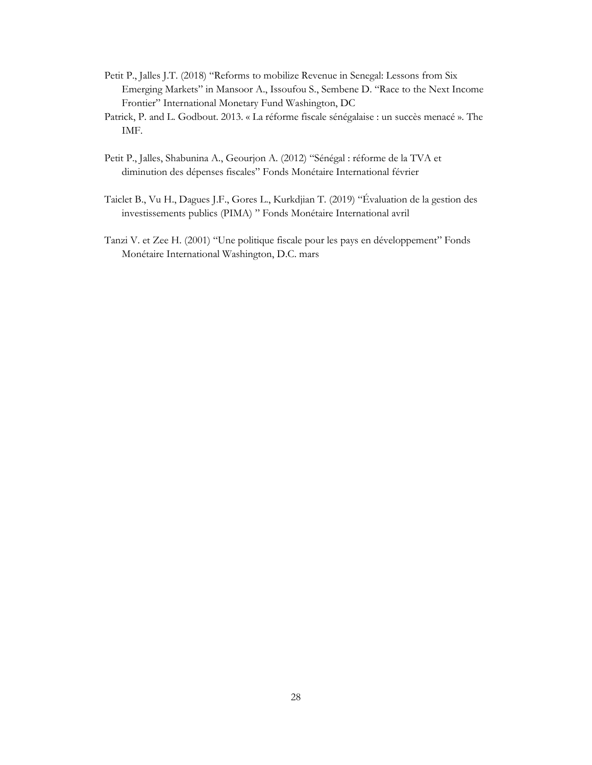Petit P., Jalles J.T. (2018) “Reforms to mobilize Revenue in Senegal: Lessons from Six Emerging Markets” in Mansoor A., Issoufou S., Sembene D. “Race to the Next Income Frontier” International Monetary Fund Washington, DC

Patrick, P. and L. Godbout. 2013. « La réforme fiscale sénégalaise : un succès menacé ». The IMF.

Petit P., Jalles, Shabunina A., Geourjon A. (2012) “Sénégal : réforme de la TVA et diminution des dépenses fiscales” Fonds Monétaire International février

Taiclet B., Vu H., Dagues J.F., Gores L., Kurkdjian T. (2019) “Évaluation de la gestion des investissements publics (PIMA) ” Fonds Monétaire International avril

Tanzi V. et Zee H. (2001) “Une politique fiscale pour les pays en développement” Fonds Monétaire International Washington, D.C. mars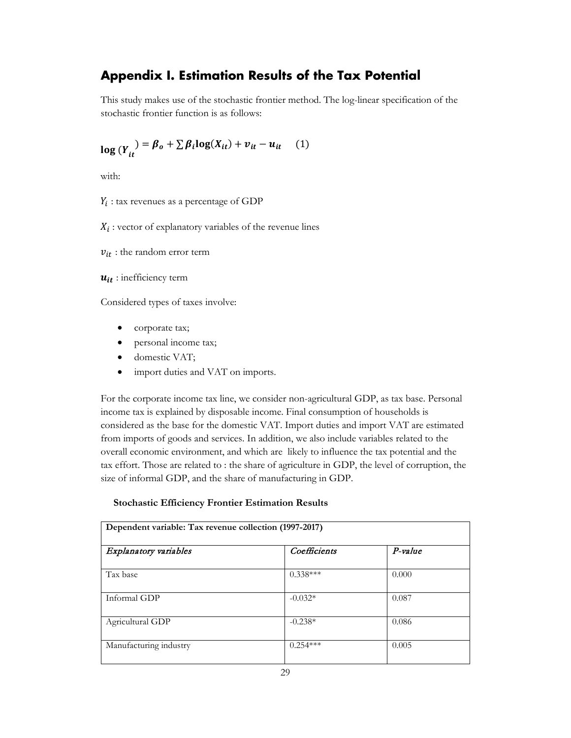# Appendix I. Estimation Results of the Tax Potential

This study makes use of the stochastic frontier method. The log-linear specification of the stochastic frontier function is as follows:

$$\log(Y_{it}) = \beta_o + \sum \beta_i \log(X_{it}) + v_{it} - u_{it} \quad (1)$$

with:

$Y_i$ : tax revenues as a percentage of GDP

$X_i$ : vector of explanatory variables of the revenue lines

$v_{it}$ : the random error term

$u_{it}$ : inefficiency term

Considered types of taxes involve:

- corporate tax;
- personal income tax;
- domestic VAT;
- import duties and VAT on imports.

For the corporate income tax line, we consider non-agricultural GDP, as tax base. Personal income tax is explained by disposable income. Final consumption of households is considered as the base for the domestic VAT. Import duties and import VAT are estimated from imports of goods and services. In addition, we also include variables related to the overall economic environment, and which are likely to influence the tax potential and the tax effort. Those are related to : the share of agriculture in GDP, the level of corruption, the size of informal GDP, and the share of manufacturing in GDP.

**Stochastic Efficiency Frontier Estimation Results**

| **Dependent variable: Tax revenue collection (1997-2017)** | | |
|---|---|---|
| *Explanatory variables* | *Coefficients* | *P-value* |
| Tax base | 0.338*** | 0.000 |
| Informal GDP | -0.032* | 0.087 |
| Agricultural GDP | -0.238* | 0.086 |
| Manufacturing industry | 0.254*** | 0.005 |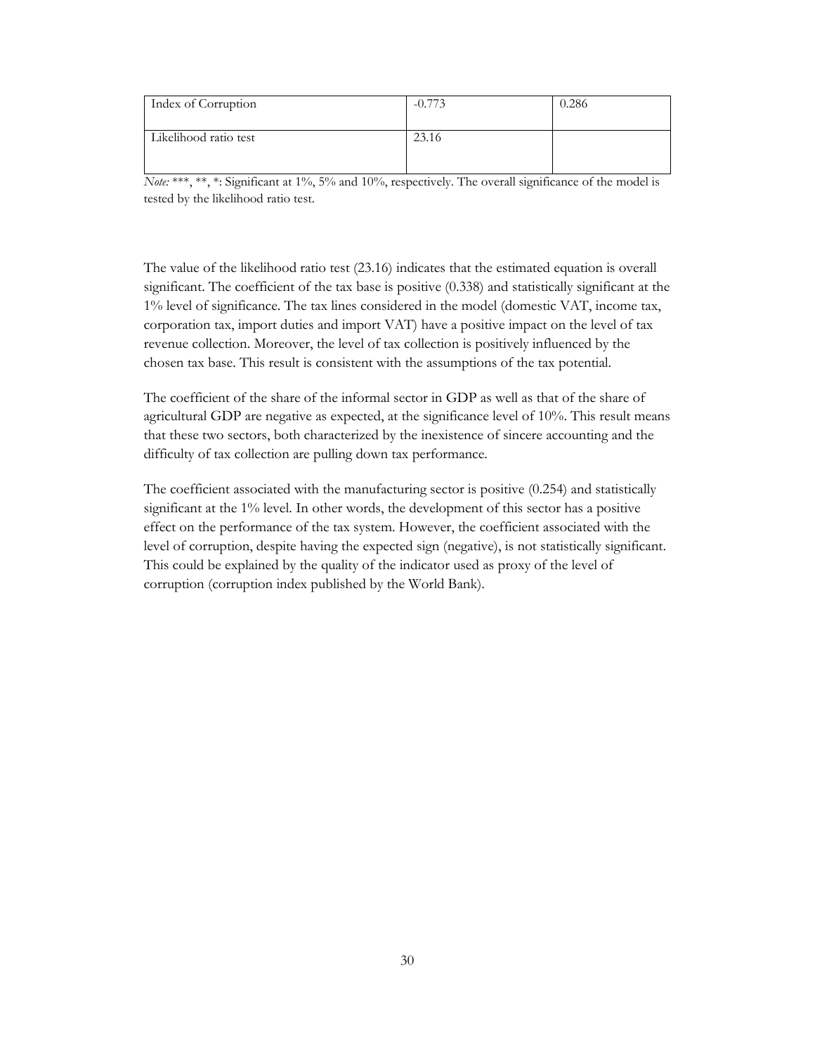| Index of Corruption | -0.773 | 0.286 |
| --- | --- | --- |
| Likelihood ratio test | 23.16 | |

*Note:* ***, **, *: Significant at 1%, 5% and 10%, respectively. The overall significance of the model is tested by the likelihood ratio test.

The value of the likelihood ratio test (23.16) indicates that the estimated equation is overall significant. The coefficient of the tax base is positive (0.338) and statistically significant at the 1% level of significance. The tax lines considered in the model (domestic VAT, income tax, corporation tax, import duties and import VAT) have a positive impact on the level of tax revenue collection. Moreover, the level of tax collection is positively influenced by the chosen tax base. This result is consistent with the assumptions of the tax potential.

The coefficient of the share of the informal sector in GDP as well as that of the share of agricultural GDP are negative as expected, at the significance level of 10%. This result means that these two sectors, both characterized by the inexistence of sincere accounting and the difficulty of tax collection are pulling down tax performance.

The coefficient associated with the manufacturing sector is positive (0.254) and statistically significant at the 1% level. In other words, the development of this sector has a positive effect on the performance of the tax system. However, the coefficient associated with the level of corruption, despite having the expected sign (negative), is not statistically significant. This could be explained by the quality of the indicator used as proxy of the level of corruption (corruption index published by the World Bank).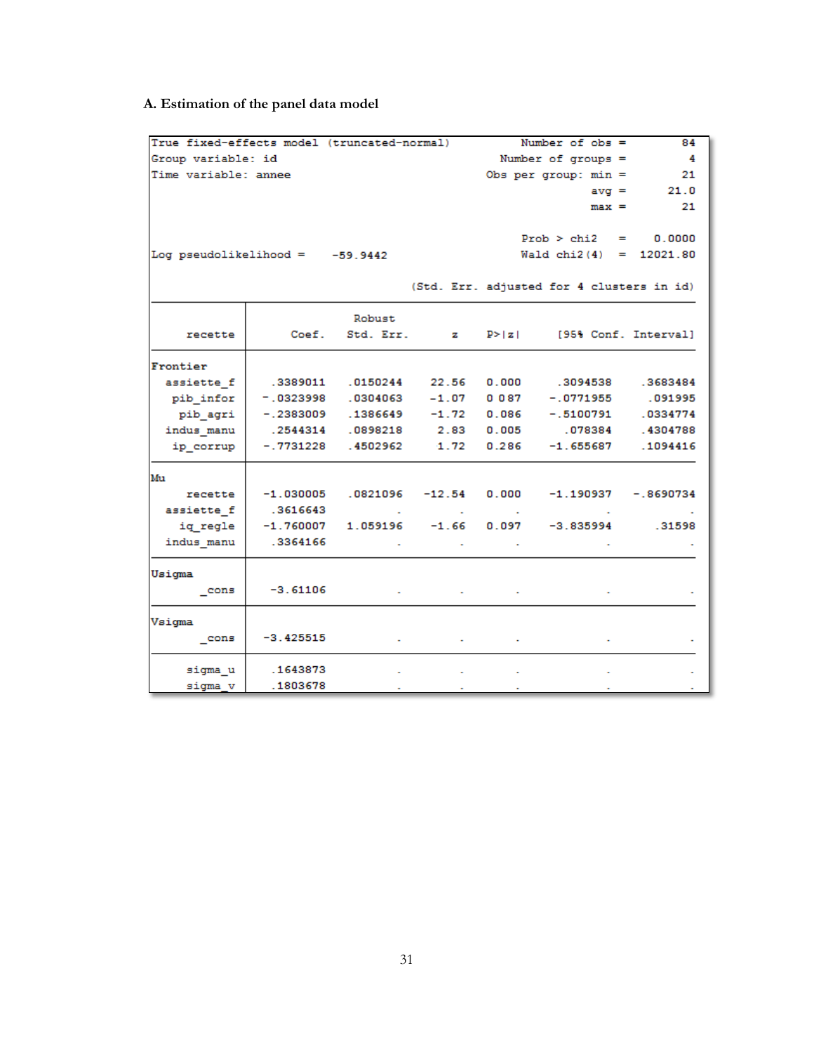### A. Estimation of the panel data model

```
True fixed-effects model (truncated-normal)         Number of obs  =        84
Group variable: id                                  Number of groups =       4
Time variable: annee                                Obs per group: min =    21
                                                                   avg =  21.0
                                                                   max =    21

                                                    Prob > chi2    =    0.0000
Log pseudolikelihood =    -59.9442                  Wald chi2(4)   =  12021.80

                                  (Std. Err. adjusted for 4 clusters in id)
```

| recette | Coef. | Robust Std. Err. | z | P>\|z\| | [95% Conf. | Interval] |
|---|---|---|---|---|---|---|
| **Frontier** | | | | | | |
| assiette_f | .3389011 | .0150244 | 22.56 | 0.000 | .3094538 | .3683484 |
| pib_infor | -.0323998 | .0304063 | -1.07 | 0 087 | -.0771955 | .091995 |
| pib_agri | -.2383009 | .1386649 | -1.72 | 0.086 | -.5100791 | .0334774 |
| indus_manu | .2544314 | .0898218 | 2.83 | 0.005 | .078384 | .4304788 |
| ip_corrup | -.7731228 | .4502962 | 1.72 | 0.286 | -1.655687 | .1094416 |
| **Mu** | | | | | | |
| recette | -1.030005 | .0821096 | -12.54 | 0.000 | -1.190937 | -.8690734 |
| assiette_f | .3616643 | . | . | . | . | . |
| iq_regle | -1.760007 | 1.059196 | -1.66 | 0.097 | -3.835994 | .31598 |
| indus_manu | .3364166 | . | . | . | . | . |
| **Usigma** | | | | | | |
| _cons | -3.61106 | . | . | . | . | . |
| **Vsigma** | | | | | | |
| _cons | -3.425515 | . | . | . | . | . |
| sigma_u | .1643873 | . | . | . | . | . |
| sigma_v | .1803678 | . | . | . | . | . |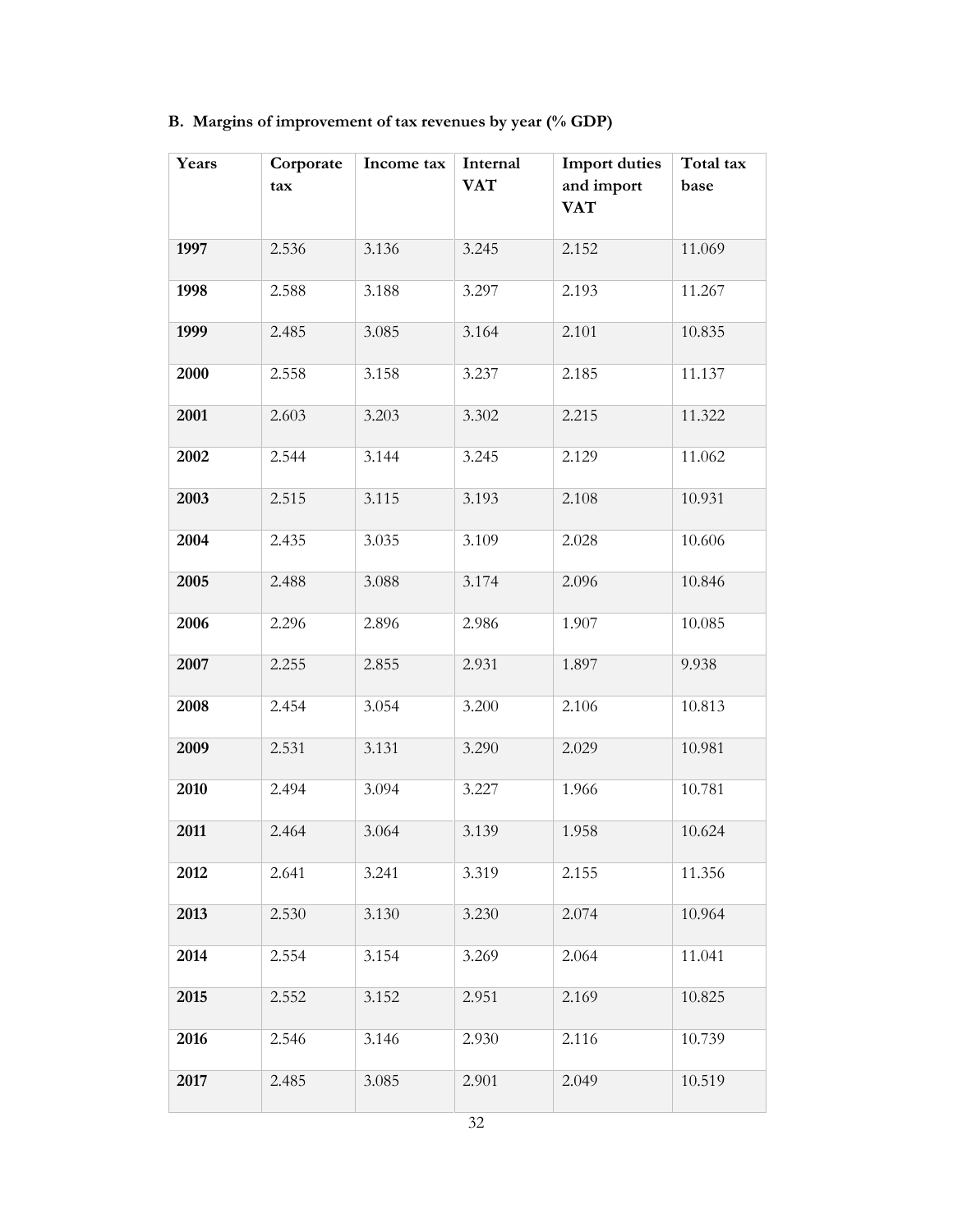### B. Margins of improvement of tax revenues by year (% GDP)

| Years | Corporate tax | Income tax | Internal VAT | Import duties and import VAT | Total tax base |
|---|---|---|---|---|---|
| **1997** | 2.536 | 3.136 | 3.245 | 2.152 | 11.069 |
| **1998** | 2.588 | 3.188 | 3.297 | 2.193 | 11.267 |
| **1999** | 2.485 | 3.085 | 3.164 | 2.101 | 10.835 |
| **2000** | 2.558 | 3.158 | 3.237 | 2.185 | 11.137 |
| **2001** | 2.603 | 3.203 | 3.302 | 2.215 | 11.322 |
| **2002** | 2.544 | 3.144 | 3.245 | 2.129 | 11.062 |
| **2003** | 2.515 | 3.115 | 3.193 | 2.108 | 10.931 |
| **2004** | 2.435 | 3.035 | 3.109 | 2.028 | 10.606 |
| **2005** | 2.488 | 3.088 | 3.174 | 2.096 | 10.846 |
| **2006** | 2.296 | 2.896 | 2.986 | 1.907 | 10.085 |
| **2007** | 2.255 | 2.855 | 2.931 | 1.897 | 9.938 |
| **2008** | 2.454 | 3.054 | 3.200 | 2.106 | 10.813 |
| **2009** | 2.531 | 3.131 | 3.290 | 2.029 | 10.981 |
| **2010** | 2.494 | 3.094 | 3.227 | 1.966 | 10.781 |
| **2011** | 2.464 | 3.064 | 3.139 | 1.958 | 10.624 |
| **2012** | 2.641 | 3.241 | 3.319 | 2.155 | 11.356 |
| **2013** | 2.530 | 3.130 | 3.230 | 2.074 | 10.964 |
| **2014** | 2.554 | 3.154 | 3.269 | 2.064 | 11.041 |
| **2015** | 2.552 | 3.152 | 2.951 | 2.169 | 10.825 |
| **2016** | 2.546 | 3.146 | 2.930 | 2.116 | 10.739 |
| **2017** | 2.485 | 3.085 | 2.901 | 2.049 | 10.519 |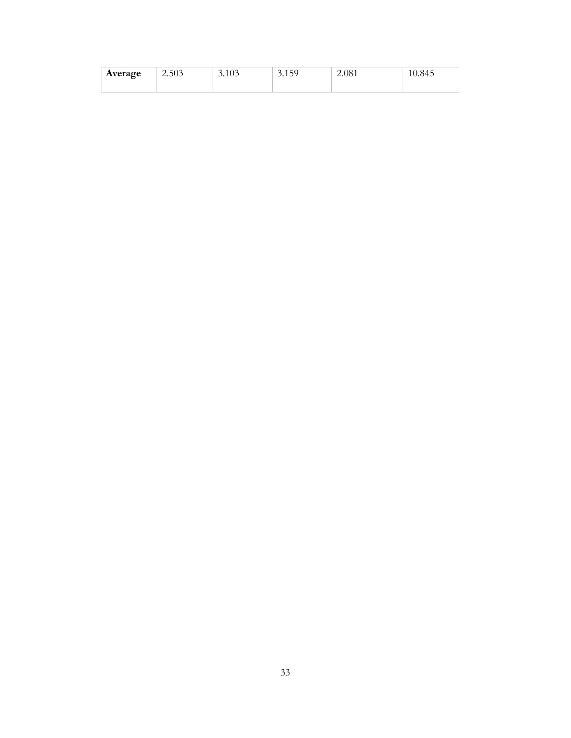| | | | | | |
|---|---|---|---|---|---|
| **Average** | 2.503 | 3.103 | 3.159 | 2.081 | 10.845 |